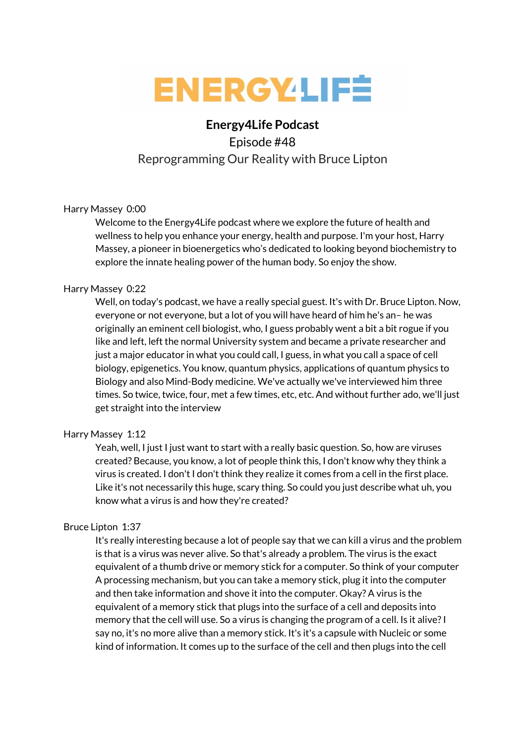ENERGY4LIFE

# Energy4Life Podcast

Episode #48

Reprogramming Our Reality with Bruce Lipton

Harry Massey 0:00

Welcome to the Energy4Life podcast where we explore the future of health and wellness to help you enhance your energy, health and purpose. I'm your host, Harry Massey, a pioneer in bioenergetics who's dedicated to looking beyond biochemistry to explore the innate healing power of the human body. So enjoy the show.

Harry Massey 0:22

Well, on today's podcast, we have a really special guest. It's with Dr. Bruce Lipton. Now, everyone or not everyone, but a lot of you will have heard of him he's an– he was originally an eminent cell biologist, who, I guess probably went a bit a bit rogue if you like and left, left the normal University system and became a private researcher and just a major educator in what you could call, I guess, in what you call a space of cell biology, epigenetics. You know, quantum physics, applications of quantum physics to Biology and also Mind-Body medicine. We've actually we've interviewed him three times. So twice, twice, four, met a few times, etc, etc. And without further ado, we'll just get straight into the interview

Harry Massey 1:12

Yeah, well, I just I just want to start with a really basic question. So, how are viruses created? Because, you know, a lot of people think this, I don't know why they think a virus is created. I don't I don't think they realize it comes from a cell in the first place. Like it's not necessarily this huge, scary thing. So could you just describe what uh, you know what a virus is and how they're created?

Bruce Lipton 1:37

It's really interesting because a lot of people say that we can kill a virus and the problem is that is a virus was never alive. So that's already a problem. The virus is the exact equivalent of a thumb drive or memory stick for a computer. So think of your computer A processing mechanism, but you can take a memory stick, plug it into the computer and then take information and shove it into the computer. Okay? A virus is the equivalent of a memory stick that plugs into the surface of a cell and deposits into memory that the cell will use. So a virus is changing the program of a cell. Is it alive? I say no, it's no more alive than a memory stick. It's it's a capsule with Nucleic or some kind of information. It comes up to the surface of the cell and then plugs into the cell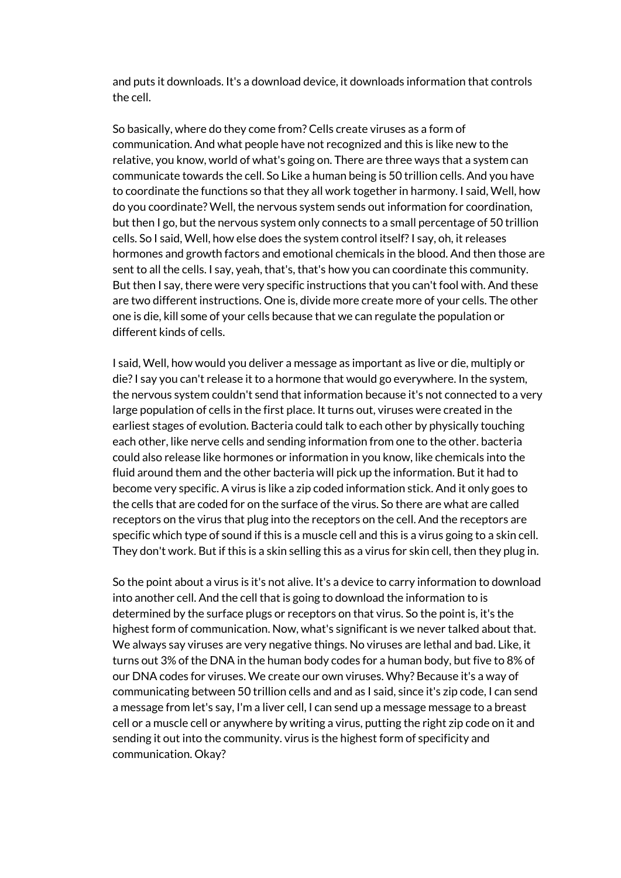and puts it downloads. It's a download device, it downloads information that controls the cell.

So basically, where do they come from? Cells create viruses as a form of communication. And what people have not recognized and this is like new to the relative, you know, world of what's going on. There are three ways that a system can communicate towards the cell. So Like a human being is 50 trillion cells. And you have to coordinate the functions so that they all work together in harmony. I said, Well, how do you coordinate? Well, the nervous system sends out information for coordination, but then I go, but the nervous system only connects to a small percentage of 50 trillion cells. So I said, Well, how else does the system control itself? I say, oh, it releases hormones and growth factors and emotional chemicals in the blood. And then those are sent to all the cells. I say, yeah, that's, that's how you can coordinate this community. But then I say, there were very specific instructions that you can't fool with. And these are two different instructions. One is, divide more create more of your cells. The other one is die, kill some of your cells because that we can regulate the population or different kinds of cells.

I said, Well, how would you deliver a message as important as live or die, multiply or die? I say you can't release it to a hormone that would go everywhere. In the system, the nervous system couldn't send that information because it's not connected to a very large population of cells in the first place. It turns out, viruses were created in the earliest stages of evolution. Bacteria could talk to each other by physically touching each other, like nerve cells and sending information from one to the other. bacteria could also release like hormones or information in you know, like chemicals into the fluid around them and the other bacteria will pick up the information. But it had to become very specific. A virus is like a zip coded information stick. And it only goes to the cells that are coded for on the surface of the virus. So there are what are called receptors on the virus that plug into the receptors on the cell. And the receptors are specific which type of sound if this is a muscle cell and this is a virus going to a skin cell. They don't work. But if this is a skin selling this as a virus for skin cell, then they plug in.

So the point about a virus is it's not alive. It's a device to carry information to download into another cell. And the cell that is going to download the information to is determined by the surface plugs or receptors on that virus. So the point is, it's the highest form of communication. Now, what's significant is we never talked about that. We always say viruses are very negative things. No viruses are lethal and bad. Like, it turns out 3% of the DNA in the human body codes for a human body, but five to 8% of our DNA codes for viruses. We create our own viruses. Why? Because it's a way of communicating between 50 trillion cells and and as I said, since it's zip code, I can send a message from let's say, I'm a liver cell, I can send up a message message to a breast cell or a muscle cell or anywhere by writing a virus, putting the right zip code on it and sending it out into the community. virus is the highest form of specificity and communication. Okay?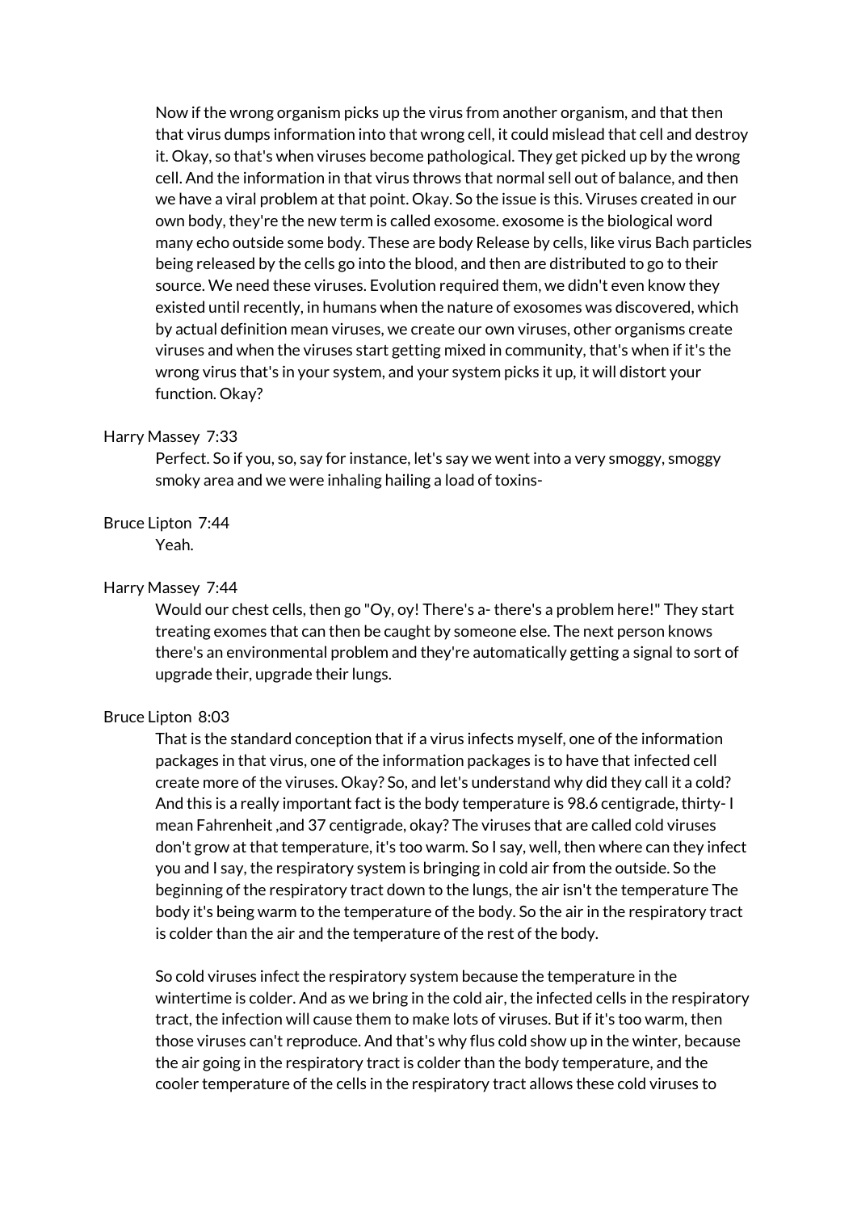Now if the wrong organism picks up the virus from another organism, and that then that virus dumps information into that wrong cell, it could mislead that cell and destroy it. Okay, so that's when viruses become pathological. They get picked up by the wrong cell. And the information in that virus throws that normal sell out of balance, and then we have a viral problem at that point. Okay. So the issue is this. Viruses created in our own body, they're the new term is called exosome. exosome is the biological word many echo outside some body. These are body Release by cells, like virus Bach particles being released by the cells go into the blood, and then are distributed to go to their source. We need these viruses. Evolution required them, we didn't even know they existed until recently, in humans when the nature of exosomes was discovered, which by actual definition mean viruses, we create our own viruses, other organisms create viruses and when the viruses start getting mixed in community, that's when if it's the wrong virus that's in your system, and your system picks it up, it will distort your function. Okay?

Harry Massey 7:33

Perfect. So if you, so, say for instance, let's say we went into a very smoggy, smoggy smoky area and we were inhaling hailing a load of toxins-

Bruce Lipton 7:44

Yeah.

Harry Massey 7:44

Would our chest cells, then go "Oy, oy! There's a- there's a problem here!" They start treating exomes that can then be caught by someone else. The next person knows there's an environmental problem and they're automatically getting a signal to sort of upgrade their, upgrade their lungs.

Bruce Lipton 8:03

That is the standard conception that if a virus infects myself, one of the information packages in that virus, one of the information packages is to have that infected cell create more of the viruses. Okay? So, and let's understand why did they call it a cold? And this is a really important fact is the body temperature is 98.6 centigrade, thirty- I mean Fahrenheit ,and 37 centigrade, okay? The viruses that are called cold viruses don't grow at that temperature, it's too warm. So I say, well, then where can they infect you and I say, the respiratory system is bringing in cold air from the outside. So the beginning of the respiratory tract down to the lungs, the air isn't the temperature The body it's being warm to the temperature of the body. So the air in the respiratory tract is colder than the air and the temperature of the rest of the body.

So cold viruses infect the respiratory system because the temperature in the wintertime is colder. And as we bring in the cold air, the infected cells in the respiratory tract, the infection will cause them to make lots of viruses. But if it's too warm, then those viruses can't reproduce. And that's why flus cold show up in the winter, because the air going in the respiratory tract is colder than the body temperature, and the cooler temperature of the cells in the respiratory tract allows these cold viruses to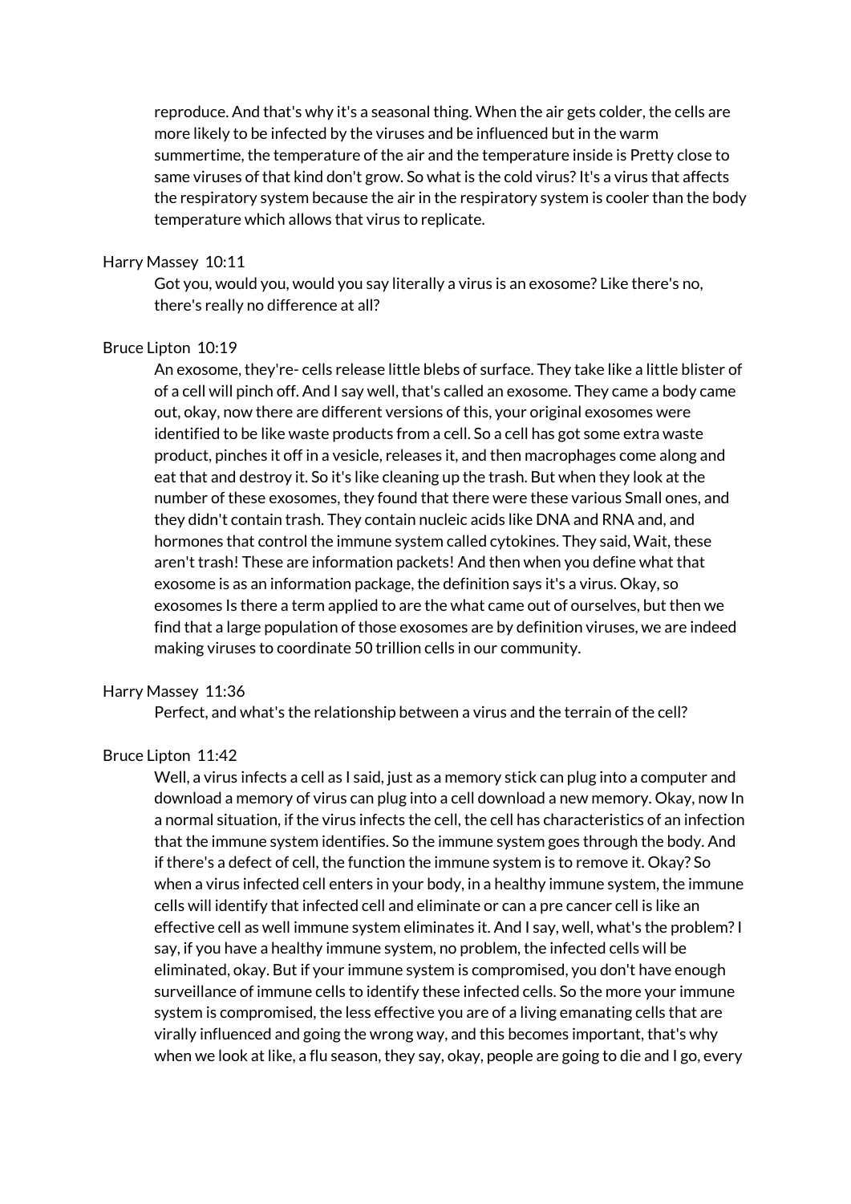reproduce. And that's why it's a seasonal thing. When the air gets colder, the cells are more likely to be infected by the viruses and be influenced but in the warm summertime, the temperature of the air and the temperature inside is Pretty close to same viruses of that kind don't grow. So what is the cold virus? It's a virus that affects the respiratory system because the air in the respiratory system is cooler than the body temperature which allows that virus to replicate.

Harry Massey 10:11

Got you, would you, would you say literally a virus is an exosome? Like there's no, there's really no difference at all?

Bruce Lipton 10:19

An exosome, they're- cells release little blebs of surface. They take like a little blister of of a cell will pinch off. And I say well, that's called an exosome. They came a body came out, okay, now there are different versions of this, your original exosomes were identified to be like waste products from a cell. So a cell has got some extra waste product, pinches it off in a vesicle, releases it, and then macrophages come along and eat that and destroy it. So it's like cleaning up the trash. But when they look at the number of these exosomes, they found that there were these various Small ones, and they didn't contain trash. They contain nucleic acids like DNA and RNA and, and hormones that control the immune system called cytokines. They said, Wait, these aren't trash! These are information packets! And then when you define what that exosome is as an information package, the definition says it's a virus. Okay, so exosomes Is there a term applied to are the what came out of ourselves, but then we find that a large population of those exosomes are by definition viruses, we are indeed making viruses to coordinate 50 trillion cells in our community.

Harry Massey 11:36

Perfect, and what's the relationship between a virus and the terrain of the cell?

Bruce Lipton 11:42

Well, a virus infects a cell as I said, just as a memory stick can plug into a computer and download a memory of virus can plug into a cell download a new memory. Okay, now In a normal situation, if the virus infects the cell, the cell has characteristics of an infection that the immune system identifies. So the immune system goes through the body. And if there's a defect of cell, the function the immune system is to remove it. Okay? So when a virus infected cell enters in your body, in a healthy immune system, the immune cells will identify that infected cell and eliminate or can a pre cancer cell is like an effective cell as well immune system eliminates it. And I say, well, what's the problem? I say, if you have a healthy immune system, no problem, the infected cells will be eliminated, okay. But if your immune system is compromised, you don't have enough surveillance of immune cells to identify these infected cells. So the more your immune system is compromised, the less effective you are of a living emanating cells that are virally influenced and going the wrong way, and this becomes important, that's why when we look at like, a flu season, they say, okay, people are going to die and I go, every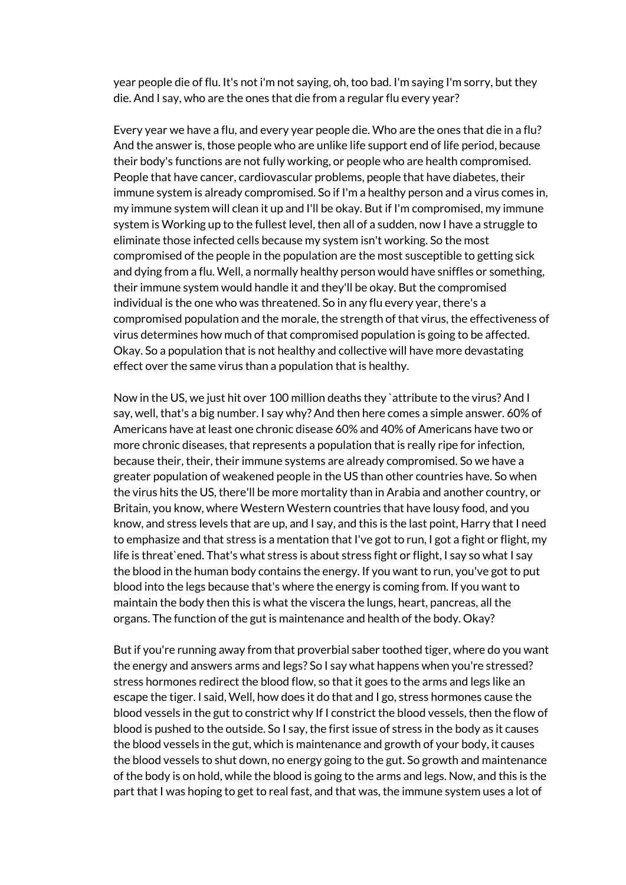year people die of flu. It's not i'm not saying, oh, too bad. I'm saying I'm sorry, but they die. And I say, who are the ones that die from a regular flu every year?

Every year we have a flu, and every year people die. Who are the ones that die in a flu? And the answer is, those people who are unlike life support end of life period, because their body's functions are not fully working, or people who are health compromised. People that have cancer, cardiovascular problems, people that have diabetes, their immune system is already compromised. So if I'm a healthy person and a virus comes in, my immune system will clean it up and I'll be okay. But if I'm compromised, my immune system is Working up to the fullest level, then all of a sudden, now I have a struggle to eliminate those infected cells because my system isn't working. So the most compromised of the people in the population are the most susceptible to getting sick and dying from a flu. Well, a normally healthy person would have sniffles or something, their immune system would handle it and they'll be okay. But the compromised individual is the one who was threatened. So in any flu every year, there's a compromised population and the morale, the strength of that virus, the effectiveness of virus determines how much of that compromised population is going to be affected. Okay. So a population that is not healthy and collective will have more devastating effect over the same virus than a population that is healthy.

Now in the US, we just hit over 100 million deaths they `attribute to the virus? And I say, well, that's a big number. I say why? And then here comes a simple answer. 60% of Americans have at least one chronic disease 60% and 40% of Americans have two or more chronic diseases, that represents a population that is really ripe for infection, because their, their, their immune systems are already compromised. So we have a greater population of weakened people in the US than other countries have. So when the virus hits the US, there'll be more mortality than in Arabia and another country, or Britain, you know, where Western Western countries that have lousy food, and you know, and stress levels that are up, and I say, and this is the last point, Harry that I need to emphasize and that stress is a mentation that I've got to run, I got a fight or flight, my life is threat`ened. That's what stress is about stress fight or flight, I say so what I say the blood in the human body contains the energy. If you want to run, you've got to put blood into the legs because that's where the energy is coming from. If you want to maintain the body then this is what the viscera the lungs, heart, pancreas, all the organs. The function of the gut is maintenance and health of the body. Okay?

But if you're running away from that proverbial saber toothed tiger, where do you want the energy and answers arms and legs? So I say what happens when you're stressed? stress hormones redirect the blood flow, so that it goes to the arms and legs like an escape the tiger. I said, Well, how does it do that and I go, stress hormones cause the blood vessels in the gut to constrict why If I constrict the blood vessels, then the flow of blood is pushed to the outside. So I say, the first issue of stress in the body as it causes the blood vessels in the gut, which is maintenance and growth of your body, it causes the blood vessels to shut down, no energy going to the gut. So growth and maintenance of the body is on hold, while the blood is going to the arms and legs. Now, and this is the part that I was hoping to get to real fast, and that was, the immune system uses a lot of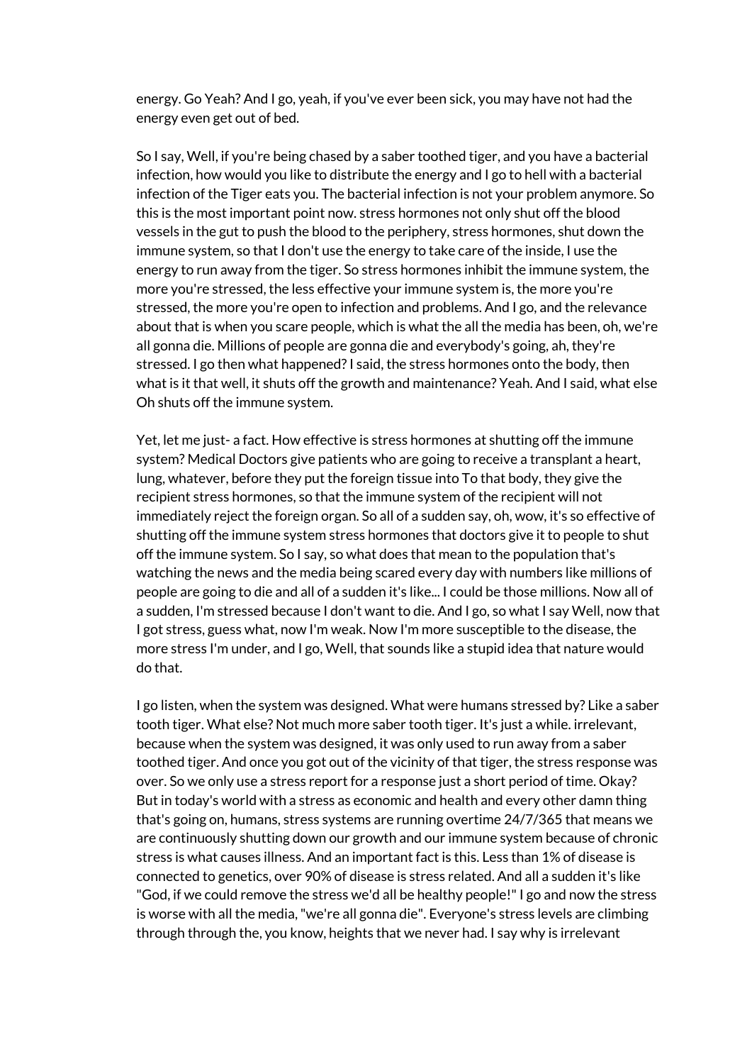energy. Go Yeah? And I go, yeah, if you've ever been sick, you may have not had the energy even get out of bed.

So I say, Well, if you're being chased by a saber toothed tiger, and you have a bacterial infection, how would you like to distribute the energy and I go to hell with a bacterial infection of the Tiger eats you. The bacterial infection is not your problem anymore. So this is the most important point now. stress hormones not only shut off the blood vessels in the gut to push the blood to the periphery, stress hormones, shut down the immune system, so that I don't use the energy to take care of the inside, I use the energy to run away from the tiger. So stress hormones inhibit the immune system, the more you're stressed, the less effective your immune system is, the more you're stressed, the more you're open to infection and problems. And I go, and the relevance about that is when you scare people, which is what the all the media has been, oh, we're all gonna die. Millions of people are gonna die and everybody's going, ah, they're stressed. I go then what happened? I said, the stress hormones onto the body, then what is it that well, it shuts off the growth and maintenance? Yeah. And I said, what else Oh shuts off the immune system.

Yet, let me just- a fact. How effective is stress hormones at shutting off the immune system? Medical Doctors give patients who are going to receive a transplant a heart, lung, whatever, before they put the foreign tissue into To that body, they give the recipient stress hormones, so that the immune system of the recipient will not immediately reject the foreign organ. So all of a sudden say, oh, wow, it's so effective of shutting off the immune system stress hormones that doctors give it to people to shut off the immune system. So I say, so what does that mean to the population that's watching the news and the media being scared every day with numbers like millions of people are going to die and all of a sudden it's like... I could be those millions. Now all of a sudden, I'm stressed because I don't want to die. And I go, so what I say Well, now that I got stress, guess what, now I'm weak. Now I'm more susceptible to the disease, the more stress I'm under, and I go, Well, that sounds like a stupid idea that nature would do that.

I go listen, when the system was designed. What were humans stressed by? Like a saber tooth tiger. What else? Not much more saber tooth tiger. It's just a while. irrelevant, because when the system was designed, it was only used to run away from a saber toothed tiger. And once you got out of the vicinity of that tiger, the stress response was over. So we only use a stress report for a response just a short period of time. Okay? But in today's world with a stress as economic and health and every other damn thing that's going on, humans, stress systems are running overtime 24/7/365 that means we are continuously shutting down our growth and our immune system because of chronic stress is what causes illness. And an important fact is this. Less than 1% of disease is connected to genetics, over 90% of disease is stress related. And all a sudden it's like "God, if we could remove the stress we'd all be healthy people!" I go and now the stress is worse with all the media, "we're all gonna die". Everyone's stress levels are climbing through through the, you know, heights that we never had. I say why is irrelevant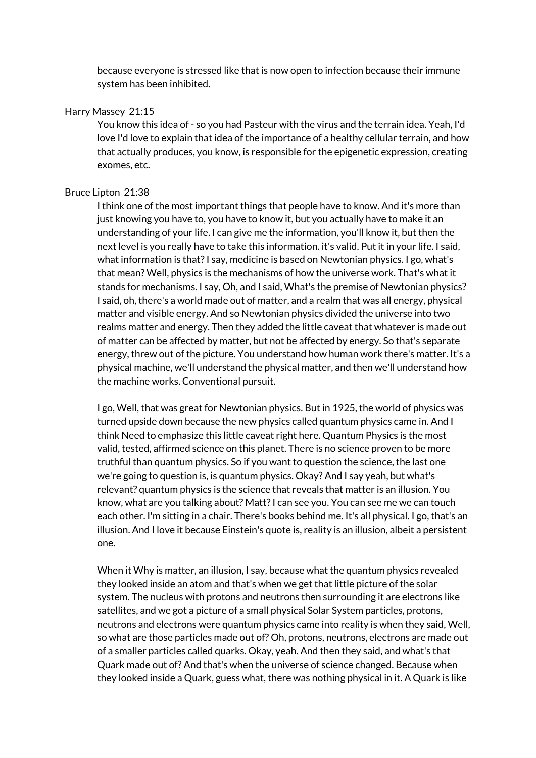because everyone is stressed like that is now open to infection because their immune system has been inhibited.

Harry Massey 21:15

You know this idea of - so you had Pasteur with the virus and the terrain idea. Yeah, I'd love I'd love to explain that idea of the importance of a healthy cellular terrain, and how that actually produces, you know, is responsible for the epigenetic expression, creating exomes, etc.

Bruce Lipton 21:38

I think one of the most important things that people have to know. And it's more than just knowing you have to, you have to know it, but you actually have to make it an understanding of your life. I can give me the information, you'll know it, but then the next level is you really have to take this information. it's valid. Put it in your life. I said, what information is that? I say, medicine is based on Newtonian physics. I go, what's that mean? Well, physics is the mechanisms of how the universe work. That's what it stands for mechanisms. I say, Oh, and I said, What's the premise of Newtonian physics? I said, oh, there's a world made out of matter, and a realm that was all energy, physical matter and visible energy. And so Newtonian physics divided the universe into two realms matter and energy. Then they added the little caveat that whatever is made out of matter can be affected by matter, but not be affected by energy. So that's separate energy, threw out of the picture. You understand how human work there's matter. It's a physical machine, we'll understand the physical matter, and then we'll understand how the machine works. Conventional pursuit.

I go, Well, that was great for Newtonian physics. But in 1925, the world of physics was turned upside down because the new physics called quantum physics came in. And I think Need to emphasize this little caveat right here. Quantum Physics is the most valid, tested, affirmed science on this planet. There is no science proven to be more truthful than quantum physics. So if you want to question the science, the last one we're going to question is, is quantum physics. Okay? And I say yeah, but what's relevant? quantum physics is the science that reveals that matter is an illusion. You know, what are you talking about? Matt? I can see you. You can see me we can touch each other. I'm sitting in a chair. There's books behind me. It's all physical. I go, that's an illusion. And I love it because Einstein's quote is, reality is an illusion, albeit a persistent one.

When it Why is matter, an illusion, I say, because what the quantum physics revealed they looked inside an atom and that's when we get that little picture of the solar system. The nucleus with protons and neutrons then surrounding it are electrons like satellites, and we got a picture of a small physical Solar System particles, protons, neutrons and electrons were quantum physics came into reality is when they said, Well, so what are those particles made out of? Oh, protons, neutrons, electrons are made out of a smaller particles called quarks. Okay, yeah. And then they said, and what's that Quark made out of? And that's when the universe of science changed. Because when they looked inside a Quark, guess what, there was nothing physical in it. A Quark is like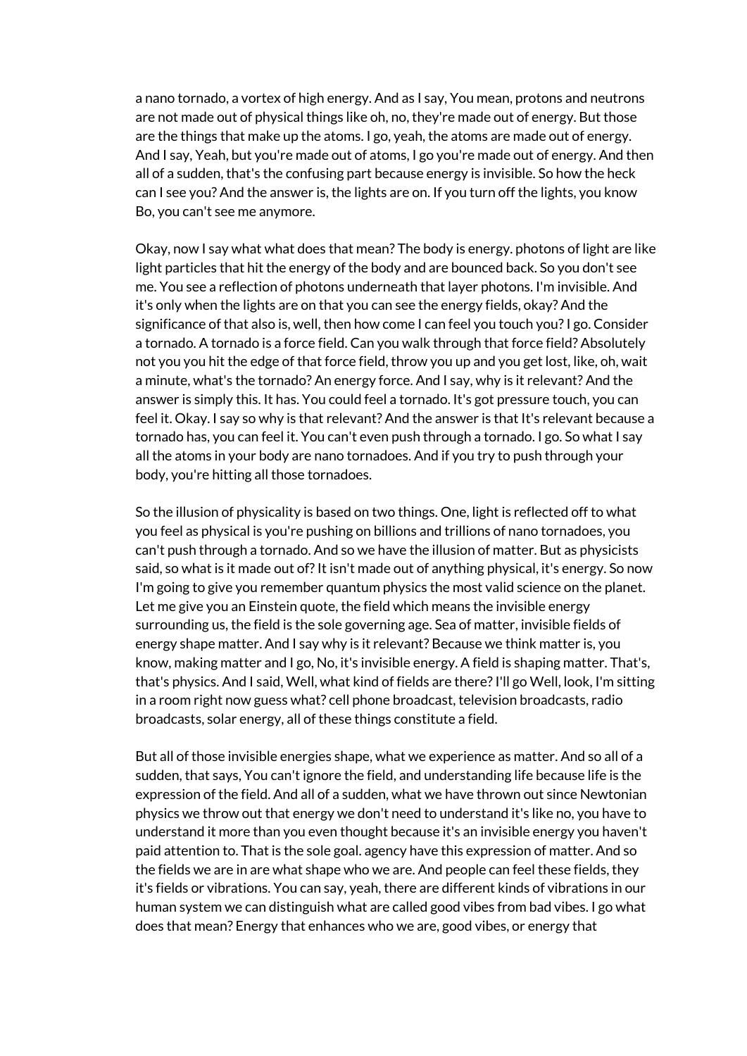a nano tornado, a vortex of high energy. And as I say, You mean, protons and neutrons are not made out of physical things like oh, no, they're made out of energy. But those are the things that make up the atoms. I go, yeah, the atoms are made out of energy. And I say, Yeah, but you're made out of atoms, I go you're made out of energy. And then all of a sudden, that's the confusing part because energy is invisible. So how the heck can I see you? And the answer is, the lights are on. If you turn off the lights, you know Bo, you can't see me anymore.

Okay, now I say what what does that mean? The body is energy. photons of light are like light particles that hit the energy of the body and are bounced back. So you don't see me. You see a reflection of photons underneath that layer photons. I'm invisible. And it's only when the lights are on that you can see the energy fields, okay? And the significance of that also is, well, then how come I can feel you touch you? I go. Consider a tornado. A tornado is a force field. Can you walk through that force field? Absolutely not you you hit the edge of that force field, throw you up and you get lost, like, oh, wait a minute, what's the tornado? An energy force. And I say, why is it relevant? And the answer is simply this. It has. You could feel a tornado. It's got pressure touch, you can feel it. Okay. I say so why is that relevant? And the answer is that It's relevant because a tornado has, you can feel it. You can't even push through a tornado. I go. So what I say all the atoms in your body are nano tornadoes. And if you try to push through your body, you're hitting all those tornadoes.

So the illusion of physicality is based on two things. One, light is reflected off to what you feel as physical is you're pushing on billions and trillions of nano tornadoes, you can't push through a tornado. And so we have the illusion of matter. But as physicists said, so what is it made out of? It isn't made out of anything physical, it's energy. So now I'm going to give you remember quantum physics the most valid science on the planet. Let me give you an Einstein quote, the field which means the invisible energy surrounding us, the field is the sole governing age. Sea of matter, invisible fields of energy shape matter. And I say why is it relevant? Because we think matter is, you know, making matter and I go, No, it's invisible energy. A field is shaping matter. That's, that's physics. And I said, Well, what kind of fields are there? I'll go Well, look, I'm sitting in a room right now guess what? cell phone broadcast, television broadcasts, radio broadcasts, solar energy, all of these things constitute a field.

But all of those invisible energies shape, what we experience as matter. And so all of a sudden, that says, You can't ignore the field, and understanding life because life is the expression of the field. And all of a sudden, what we have thrown out since Newtonian physics we throw out that energy we don't need to understand it's like no, you have to understand it more than you even thought because it's an invisible energy you haven't paid attention to. That is the sole goal. agency have this expression of matter. And so the fields we are in are what shape who we are. And people can feel these fields, they it's fields or vibrations. You can say, yeah, there are different kinds of vibrations in our human system we can distinguish what are called good vibes from bad vibes. I go what does that mean? Energy that enhances who we are, good vibes, or energy that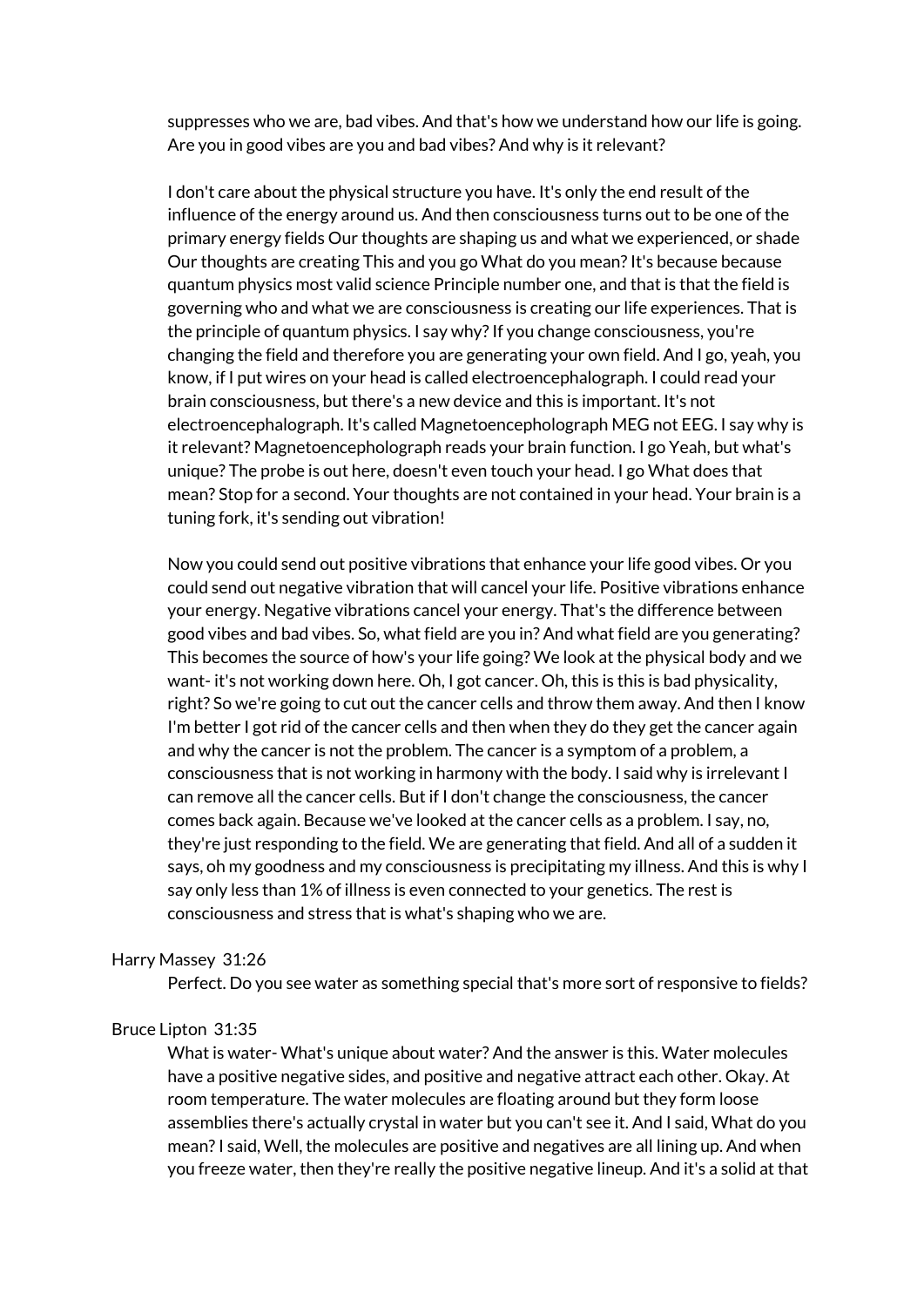suppresses who we are, bad vibes. And that's how we understand how our life is going. Are you in good vibes are you and bad vibes? And why is it relevant?

I don't care about the physical structure you have. It's only the end result of the influence of the energy around us. And then consciousness turns out to be one of the primary energy fields Our thoughts are shaping us and what we experienced, or shade Our thoughts are creating This and you go What do you mean? It's because because quantum physics most valid science Principle number one, and that is that the field is governing who and what we are consciousness is creating our life experiences. That is the principle of quantum physics. I say why? If you change consciousness, you're changing the field and therefore you are generating your own field. And I go, yeah, you know, if I put wires on your head is called electroencephalograph. I could read your brain consciousness, but there's a new device and this is important. It's not electroencephalograph. It's called Magnetoencepholograph MEG not EEG. I say why is it relevant? Magnetoencepholograph reads your brain function. I go Yeah, but what's unique? The probe is out here, doesn't even touch your head. I go What does that mean? Stop for a second. Your thoughts are not contained in your head. Your brain is a tuning fork, it's sending out vibration!

Now you could send out positive vibrations that enhance your life good vibes. Or you could send out negative vibration that will cancel your life. Positive vibrations enhance your energy. Negative vibrations cancel your energy. That's the difference between good vibes and bad vibes. So, what field are you in? And what field are you generating? This becomes the source of how's your life going? We look at the physical body and we want- it's not working down here. Oh, I got cancer. Oh, this is this is bad physicality, right? So we're going to cut out the cancer cells and throw them away. And then I know I'm better I got rid of the cancer cells and then when they do they get the cancer again and why the cancer is not the problem. The cancer is a symptom of a problem, a consciousness that is not working in harmony with the body. I said why is irrelevant I can remove all the cancer cells. But if I don't change the consciousness, the cancer comes back again. Because we've looked at the cancer cells as a problem. I say, no, they're just responding to the field. We are generating that field. And all of a sudden it says, oh my goodness and my consciousness is precipitating my illness. And this is why I say only less than 1% of illness is even connected to your genetics. The rest is consciousness and stress that is what's shaping who we are.

Harry Massey 31:26

Perfect. Do you see water as something special that's more sort of responsive to fields?

Bruce Lipton 31:35

What is water- What's unique about water? And the answer is this. Water molecules have a positive negative sides, and positive and negative attract each other. Okay. At room temperature. The water molecules are floating around but they form loose assemblies there's actually crystal in water but you can't see it. And I said, What do you mean? I said, Well, the molecules are positive and negatives are all lining up. And when you freeze water, then they're really the positive negative lineup. And it's a solid at that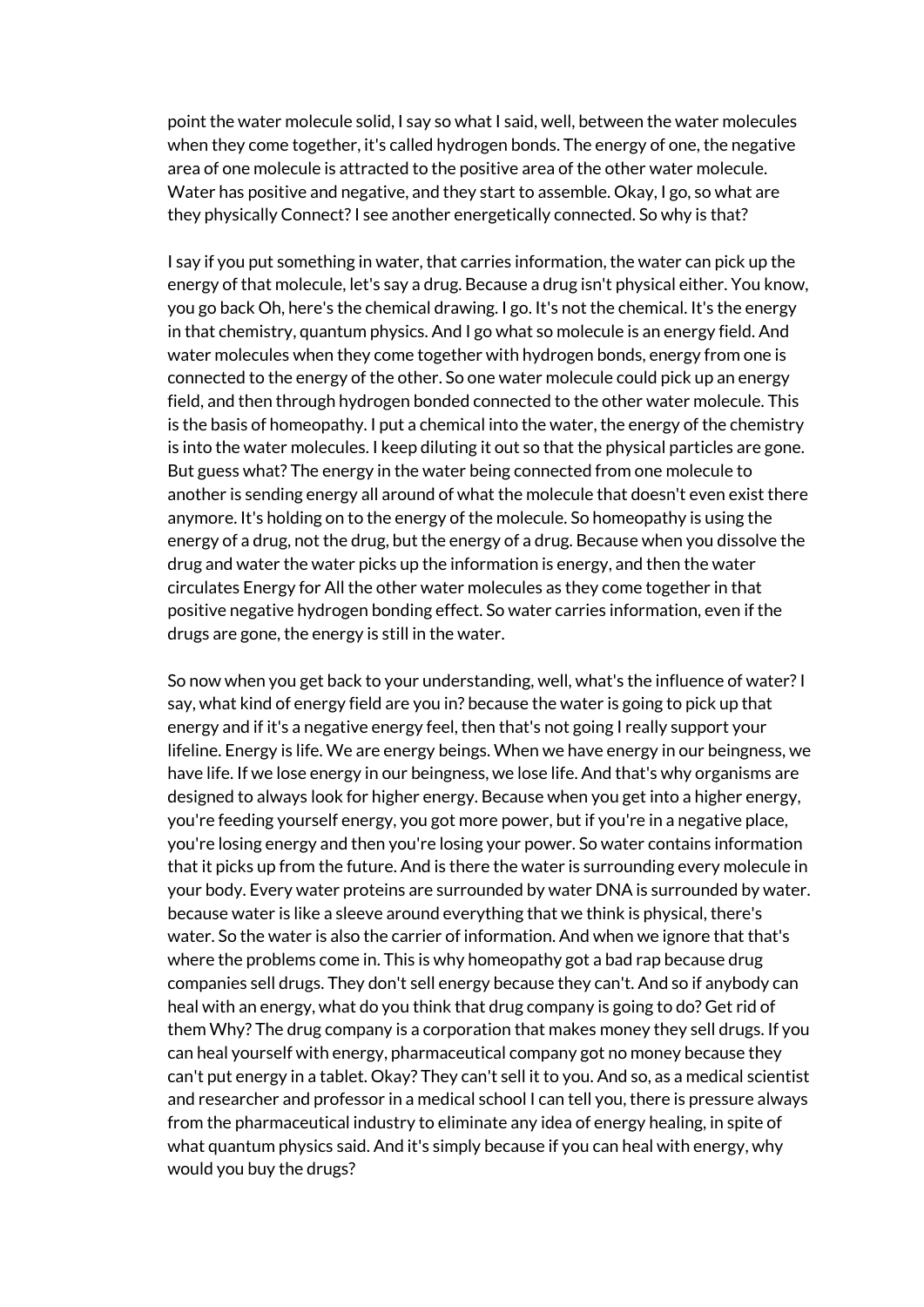point the water molecule solid, I say so what I said, well, between the water molecules when they come together, it's called hydrogen bonds. The energy of one, the negative area of one molecule is attracted to the positive area of the other water molecule. Water has positive and negative, and they start to assemble. Okay, I go, so what are they physically Connect? I see another energetically connected. So why is that?

I say if you put something in water, that carries information, the water can pick up the energy of that molecule, let's say a drug. Because a drug isn't physical either. You know, you go back Oh, here's the chemical drawing. I go. It's not the chemical. It's the energy in that chemistry, quantum physics. And I go what so molecule is an energy field. And water molecules when they come together with hydrogen bonds, energy from one is connected to the energy of the other. So one water molecule could pick up an energy field, and then through hydrogen bonded connected to the other water molecule. This is the basis of homeopathy. I put a chemical into the water, the energy of the chemistry is into the water molecules. I keep diluting it out so that the physical particles are gone. But guess what? The energy in the water being connected from one molecule to another is sending energy all around of what the molecule that doesn't even exist there anymore. It's holding on to the energy of the molecule. So homeopathy is using the energy of a drug, not the drug, but the energy of a drug. Because when you dissolve the drug and water the water picks up the information is energy, and then the water circulates Energy for All the other water molecules as they come together in that positive negative hydrogen bonding effect. So water carries information, even if the drugs are gone, the energy is still in the water.

So now when you get back to your understanding, well, what's the influence of water? I say, what kind of energy field are you in? because the water is going to pick up that energy and if it's a negative energy feel, then that's not going I really support your lifeline. Energy is life. We are energy beings. When we have energy in our beingness, we have life. If we lose energy in our beingness, we lose life. And that's why organisms are designed to always look for higher energy. Because when you get into a higher energy, you're feeding yourself energy, you got more power, but if you're in a negative place, you're losing energy and then you're losing your power. So water contains information that it picks up from the future. And is there the water is surrounding every molecule in your body. Every water proteins are surrounded by water DNA is surrounded by water. because water is like a sleeve around everything that we think is physical, there's water. So the water is also the carrier of information. And when we ignore that that's where the problems come in. This is why homeopathy got a bad rap because drug companies sell drugs. They don't sell energy because they can't. And so if anybody can heal with an energy, what do you think that drug company is going to do? Get rid of them Why? The drug company is a corporation that makes money they sell drugs. If you can heal yourself with energy, pharmaceutical company got no money because they can't put energy in a tablet. Okay? They can't sell it to you. And so, as a medical scientist and researcher and professor in a medical school I can tell you, there is pressure always from the pharmaceutical industry to eliminate any idea of energy healing, in spite of what quantum physics said. And it's simply because if you can heal with energy, why would you buy the drugs?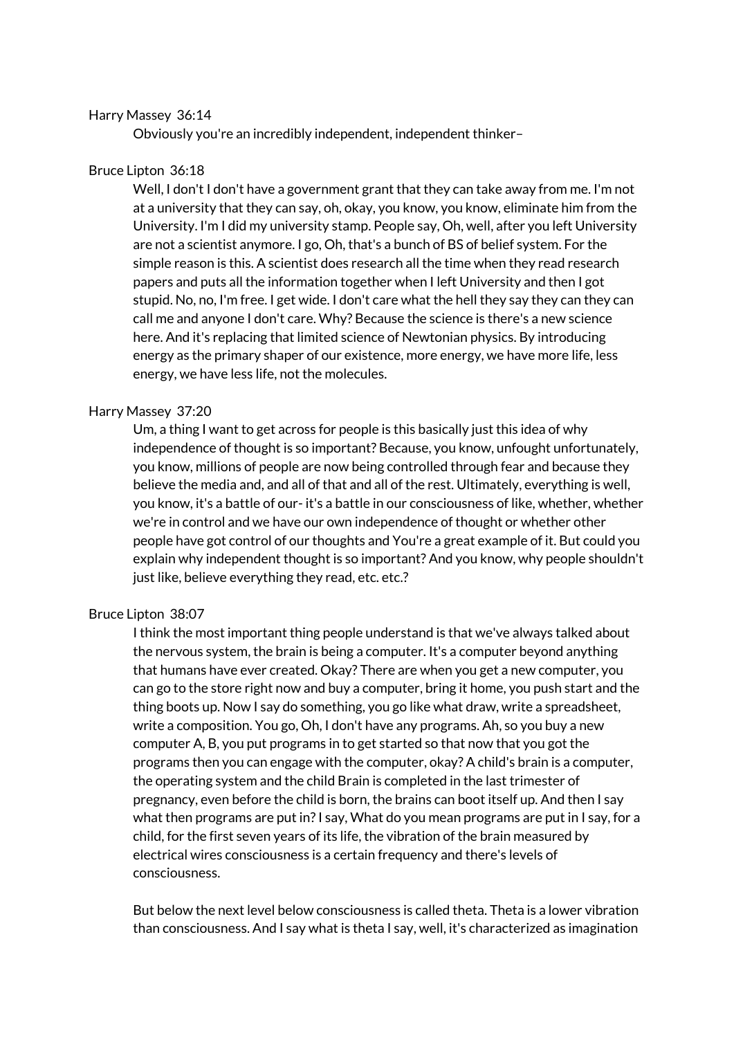Harry Massey 36:14

Obviously you're an incredibly independent, independent thinker–

Bruce Lipton 36:18

Well, I don't I don't have a government grant that they can take away from me. I'm not at a university that they can say, oh, okay, you know, you know, eliminate him from the University. I'm I did my university stamp. People say, Oh, well, after you left University are not a scientist anymore. I go, Oh, that's a bunch of BS of belief system. For the simple reason is this. A scientist does research all the time when they read research papers and puts all the information together when I left University and then I got stupid. No, no, I'm free. I get wide. I don't care what the hell they say they can they can call me and anyone I don't care. Why? Because the science is there's a new science here. And it's replacing that limited science of Newtonian physics. By introducing energy as the primary shaper of our existence, more energy, we have more life, less energy, we have less life, not the molecules.

Harry Massey 37:20

Um, a thing I want to get across for people is this basically just this idea of why independence of thought is so important? Because, you know, unfought unfortunately, you know, millions of people are now being controlled through fear and because they believe the media and, and all of that and all of the rest. Ultimately, everything is well, you know, it's a battle of our- it's a battle in our consciousness of like, whether, whether we're in control and we have our own independence of thought or whether other people have got control of our thoughts and You're a great example of it. But could you explain why independent thought is so important? And you know, why people shouldn't just like, believe everything they read, etc. etc.?

Bruce Lipton 38:07

I think the most important thing people understand is that we've always talked about the nervous system, the brain is being a computer. It's a computer beyond anything that humans have ever created. Okay? There are when you get a new computer, you can go to the store right now and buy a computer, bring it home, you push start and the thing boots up. Now I say do something, you go like what draw, write a spreadsheet, write a composition. You go, Oh, I don't have any programs. Ah, so you buy a new computer A, B, you put programs in to get started so that now that you got the programs then you can engage with the computer, okay? A child's brain is a computer, the operating system and the child Brain is completed in the last trimester of pregnancy, even before the child is born, the brains can boot itself up. And then I say what then programs are put in? I say, What do you mean programs are put in I say, for a child, for the first seven years of its life, the vibration of the brain measured by electrical wires consciousness is a certain frequency and there's levels of consciousness.

But below the next level below consciousness is called theta. Theta is a lower vibration than consciousness. And I say what is theta I say, well, it's characterized as imagination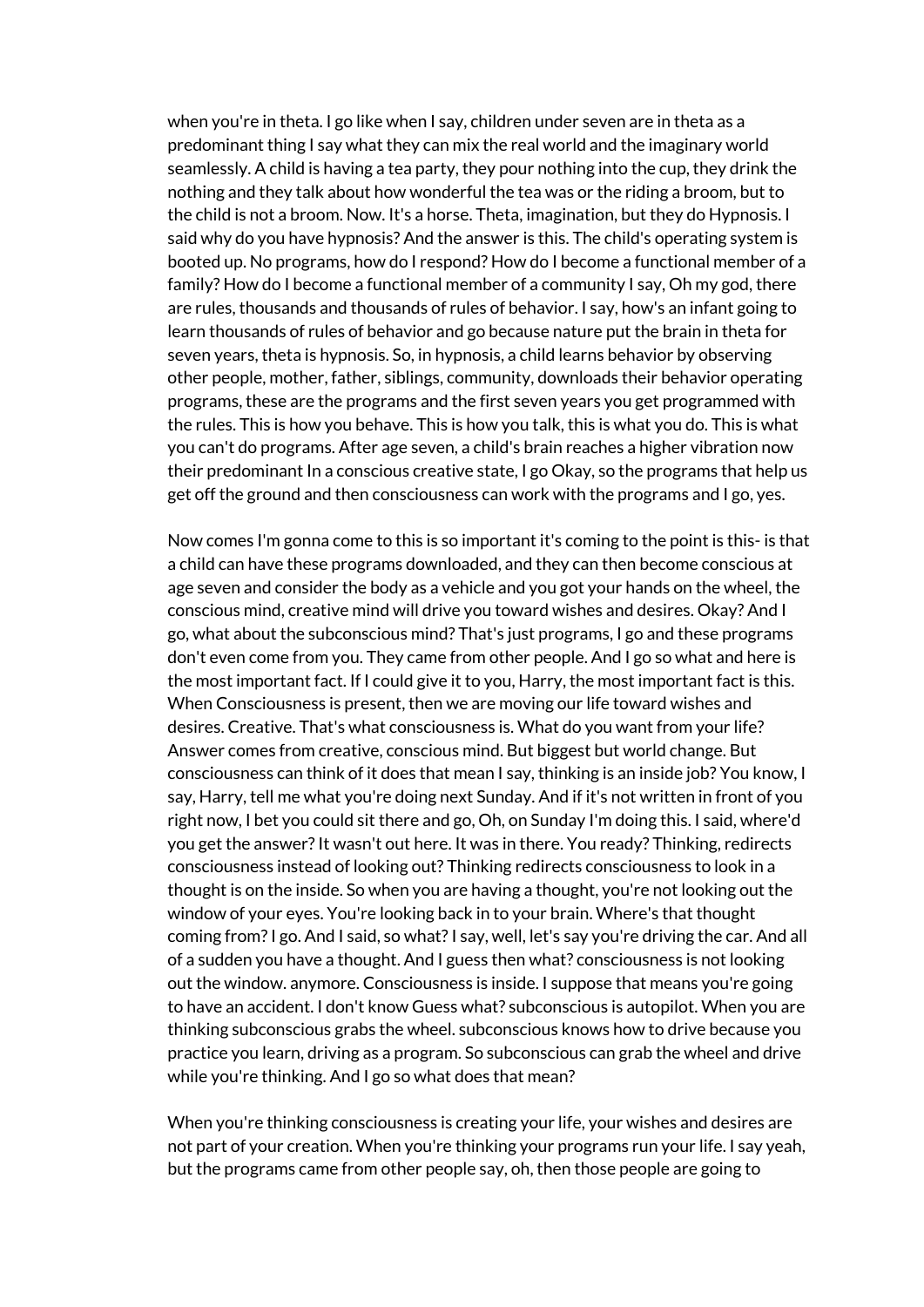when you're in theta. I go like when I say, children under seven are in theta as a predominant thing I say what they can mix the real world and the imaginary world seamlessly. A child is having a tea party, they pour nothing into the cup, they drink the nothing and they talk about how wonderful the tea was or the riding a broom, but to the child is not a broom. Now. It's a horse. Theta, imagination, but they do Hypnosis. I said why do you have hypnosis? And the answer is this. The child's operating system is booted up. No programs, how do I respond? How do I become a functional member of a family? How do I become a functional member of a community I say, Oh my god, there are rules, thousands and thousands of rules of behavior. I say, how's an infant going to learn thousands of rules of behavior and go because nature put the brain in theta for seven years, theta is hypnosis. So, in hypnosis, a child learns behavior by observing other people, mother, father, siblings, community, downloads their behavior operating programs, these are the programs and the first seven years you get programmed with the rules. This is how you behave. This is how you talk, this is what you do. This is what you can't do programs. After age seven, a child's brain reaches a higher vibration now their predominant In a conscious creative state, I go Okay, so the programs that help us get off the ground and then consciousness can work with the programs and I go, yes.

Now comes I'm gonna come to this is so important it's coming to the point is this- is that a child can have these programs downloaded, and they can then become conscious at age seven and consider the body as a vehicle and you got your hands on the wheel, the conscious mind, creative mind will drive you toward wishes and desires. Okay? And I go, what about the subconscious mind? That's just programs, I go and these programs don't even come from you. They came from other people. And I go so what and here is the most important fact. If I could give it to you, Harry, the most important fact is this. When Consciousness is present, then we are moving our life toward wishes and desires. Creative. That's what consciousness is. What do you want from your life? Answer comes from creative, conscious mind. But biggest but world change. But consciousness can think of it does that mean I say, thinking is an inside job? You know, I say, Harry, tell me what you're doing next Sunday. And if it's not written in front of you right now, I bet you could sit there and go, Oh, on Sunday I'm doing this. I said, where'd you get the answer? It wasn't out here. It was in there. You ready? Thinking, redirects consciousness instead of looking out? Thinking redirects consciousness to look in a thought is on the inside. So when you are having a thought, you're not looking out the window of your eyes. You're looking back in to your brain. Where's that thought coming from? I go. And I said, so what? I say, well, let's say you're driving the car. And all of a sudden you have a thought. And I guess then what? consciousness is not looking out the window. anymore. Consciousness is inside. I suppose that means you're going to have an accident. I don't know Guess what? subconscious is autopilot. When you are thinking subconscious grabs the wheel. subconscious knows how to drive because you practice you learn, driving as a program. So subconscious can grab the wheel and drive while you're thinking. And I go so what does that mean?

When you're thinking consciousness is creating your life, your wishes and desires are not part of your creation. When you're thinking your programs run your life. I say yeah, but the programs came from other people say, oh, then those people are going to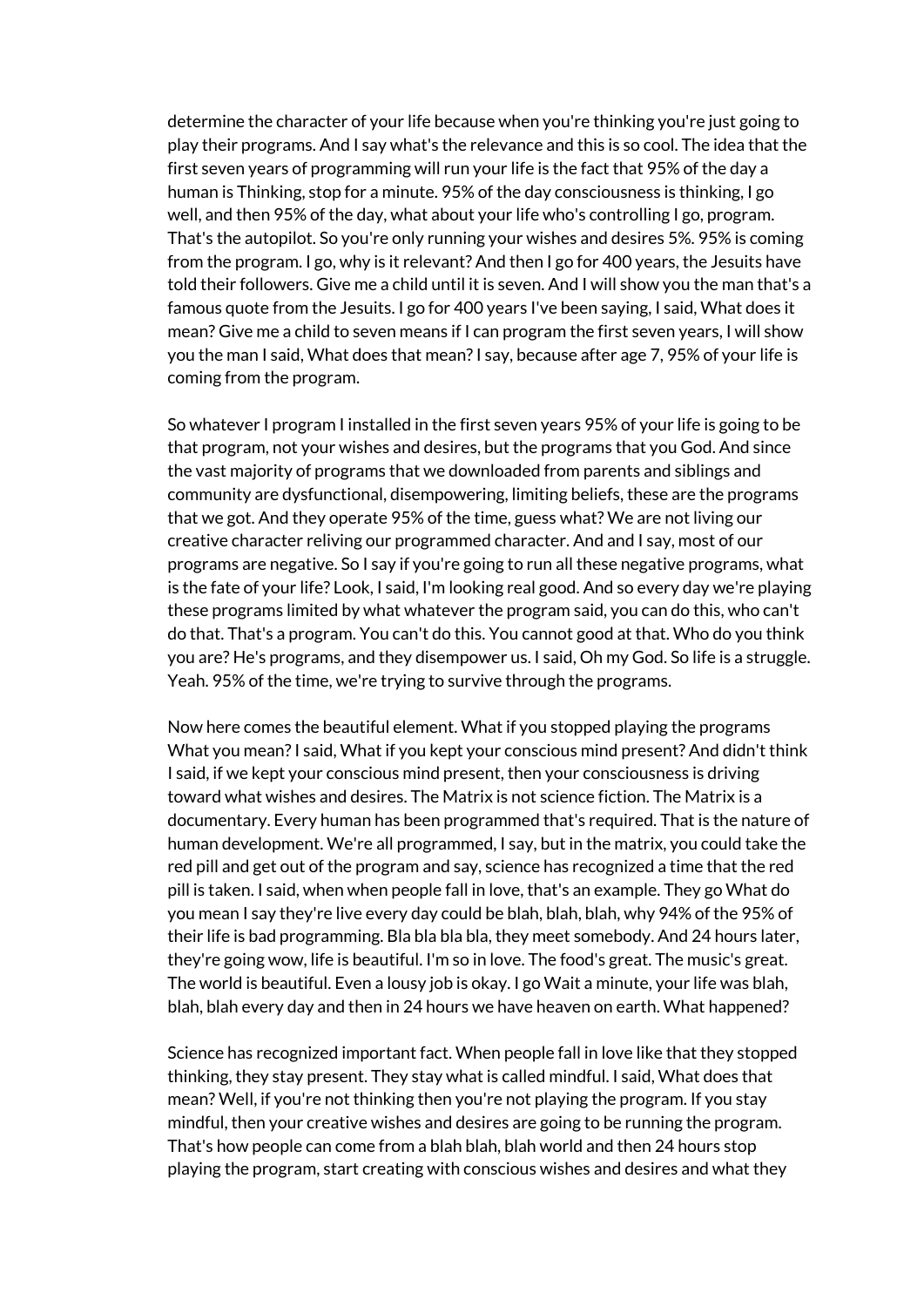determine the character of your life because when you're thinking you're just going to play their programs. And I say what's the relevance and this is so cool. The idea that the first seven years of programming will run your life is the fact that 95% of the day a human is Thinking, stop for a minute. 95% of the day consciousness is thinking, I go well, and then 95% of the day, what about your life who's controlling I go, program. That's the autopilot. So you're only running your wishes and desires 5%. 95% is coming from the program. I go, why is it relevant? And then I go for 400 years, the Jesuits have told their followers. Give me a child until it is seven. And I will show you the man that's a famous quote from the Jesuits. I go for 400 years I've been saying, I said, What does it mean? Give me a child to seven means if I can program the first seven years, I will show you the man I said, What does that mean? I say, because after age 7, 95% of your life is coming from the program.

So whatever I program I installed in the first seven years 95% of your life is going to be that program, not your wishes and desires, but the programs that you God. And since the vast majority of programs that we downloaded from parents and siblings and community are dysfunctional, disempowering, limiting beliefs, these are the programs that we got. And they operate 95% of the time, guess what? We are not living our creative character reliving our programmed character. And and I say, most of our programs are negative. So I say if you're going to run all these negative programs, what is the fate of your life? Look, I said, I'm looking real good. And so every day we're playing these programs limited by what whatever the program said, you can do this, who can't do that. That's a program. You can't do this. You cannot good at that. Who do you think you are? He's programs, and they disempower us. I said, Oh my God. So life is a struggle. Yeah. 95% of the time, we're trying to survive through the programs.

Now here comes the beautiful element. What if you stopped playing the programs What you mean? I said, What if you kept your conscious mind present? And didn't think I said, if we kept your conscious mind present, then your consciousness is driving toward what wishes and desires. The Matrix is not science fiction. The Matrix is a documentary. Every human has been programmed that's required. That is the nature of human development. We're all programmed, I say, but in the matrix, you could take the red pill and get out of the program and say, science has recognized a time that the red pill is taken. I said, when when people fall in love, that's an example. They go What do you mean I say they're live every day could be blah, blah, blah, why 94% of the 95% of their life is bad programming. Bla bla bla bla, they meet somebody. And 24 hours later, they're going wow, life is beautiful. I'm so in love. The food's great. The music's great. The world is beautiful. Even a lousy job is okay. I go Wait a minute, your life was blah, blah, blah every day and then in 24 hours we have heaven on earth. What happened?

Science has recognized important fact. When people fall in love like that they stopped thinking, they stay present. They stay what is called mindful. I said, What does that mean? Well, if you're not thinking then you're not playing the program. If you stay mindful, then your creative wishes and desires are going to be running the program. That's how people can come from a blah blah, blah world and then 24 hours stop playing the program, start creating with conscious wishes and desires and what they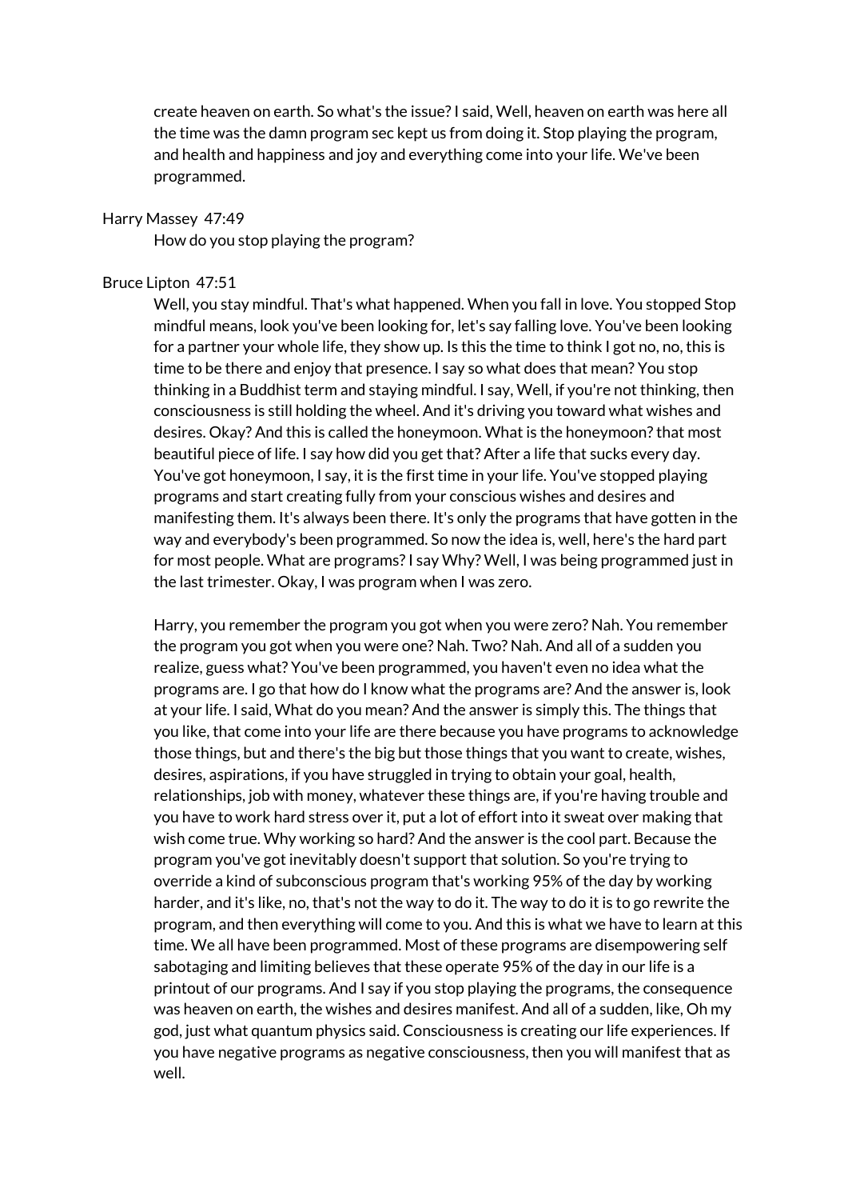create heaven on earth. So what's the issue? I said, Well, heaven on earth was here all the time was the damn program sec kept us from doing it. Stop playing the program, and health and happiness and joy and everything come into your life. We've been programmed.

Harry Massey 47:49

How do you stop playing the program?

Bruce Lipton 47:51

Well, you stay mindful. That's what happened. When you fall in love. You stopped Stop mindful means, look you've been looking for, let's say falling love. You've been looking for a partner your whole life, they show up. Is this the time to think I got no, no, this is time to be there and enjoy that presence. I say so what does that mean? You stop thinking in a Buddhist term and staying mindful. I say, Well, if you're not thinking, then consciousness is still holding the wheel. And it's driving you toward what wishes and desires. Okay? And this is called the honeymoon. What is the honeymoon? that most beautiful piece of life. I say how did you get that? After a life that sucks every day. You've got honeymoon, I say, it is the first time in your life. You've stopped playing programs and start creating fully from your conscious wishes and desires and manifesting them. It's always been there. It's only the programs that have gotten in the way and everybody's been programmed. So now the idea is, well, here's the hard part for most people. What are programs? I say Why? Well, I was being programmed just in the last trimester. Okay, I was program when I was zero.

Harry, you remember the program you got when you were zero? Nah. You remember the program you got when you were one? Nah. Two? Nah. And all of a sudden you realize, guess what? You've been programmed, you haven't even no idea what the programs are. I go that how do I know what the programs are? And the answer is, look at your life. I said, What do you mean? And the answer is simply this. The things that you like, that come into your life are there because you have programs to acknowledge those things, but and there's the big but those things that you want to create, wishes, desires, aspirations, if you have struggled in trying to obtain your goal, health, relationships, job with money, whatever these things are, if you're having trouble and you have to work hard stress over it, put a lot of effort into it sweat over making that wish come true. Why working so hard? And the answer is the cool part. Because the program you've got inevitably doesn't support that solution. So you're trying to override a kind of subconscious program that's working 95% of the day by working harder, and it's like, no, that's not the way to do it. The way to do it is to go rewrite the program, and then everything will come to you. And this is what we have to learn at this time. We all have been programmed. Most of these programs are disempowering self sabotaging and limiting believes that these operate 95% of the day in our life is a printout of our programs. And I say if you stop playing the programs, the consequence was heaven on earth, the wishes and desires manifest. And all of a sudden, like, Oh my god, just what quantum physics said. Consciousness is creating our life experiences. If you have negative programs as negative consciousness, then you will manifest that as well.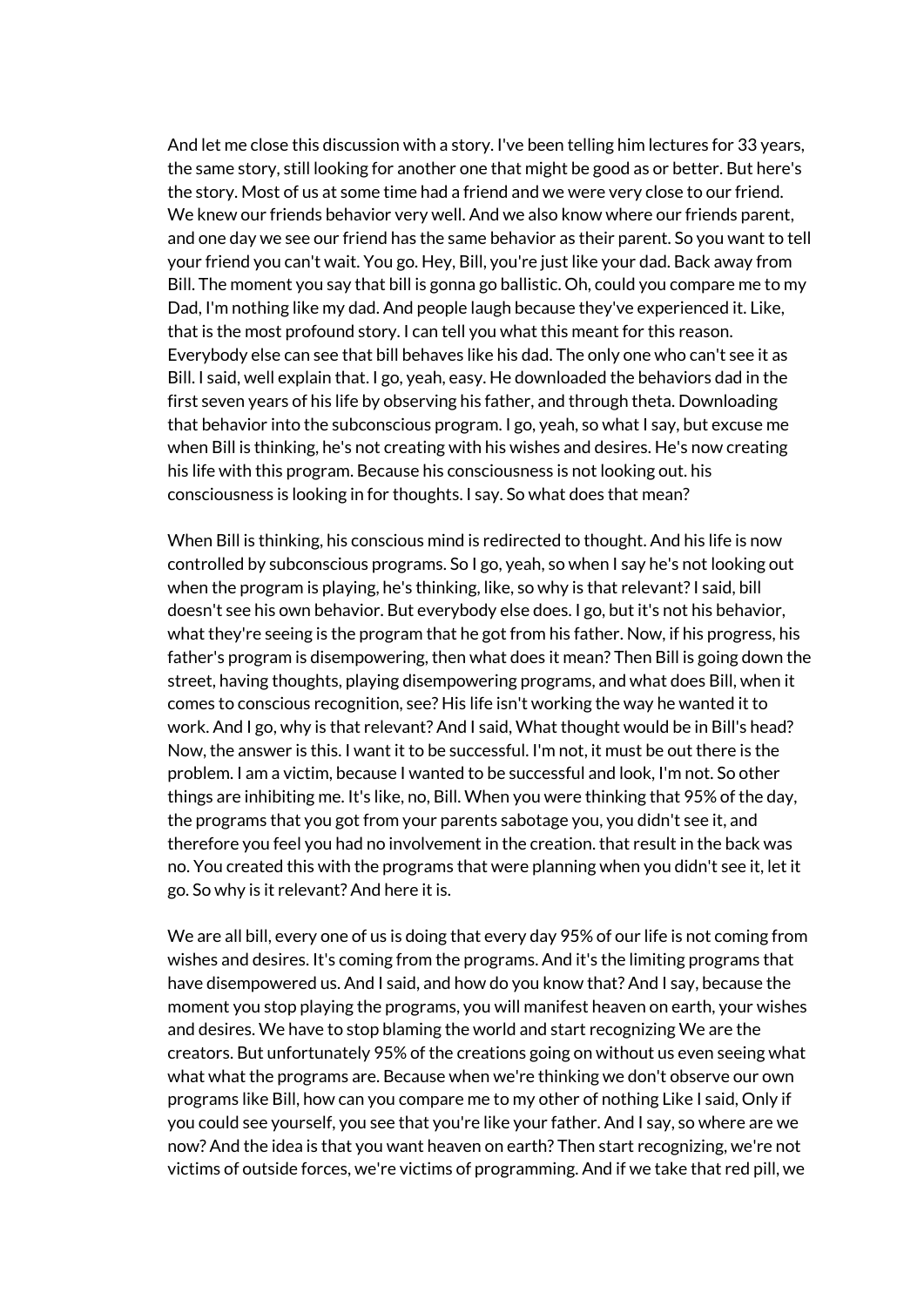And let me close this discussion with a story. I've been telling him lectures for 33 years, the same story, still looking for another one that might be good as or better. But here's the story. Most of us at some time had a friend and we were very close to our friend. We knew our friends behavior very well. And we also know where our friends parent, and one day we see our friend has the same behavior as their parent. So you want to tell your friend you can't wait. You go. Hey, Bill, you're just like your dad. Back away from Bill. The moment you say that bill is gonna go ballistic. Oh, could you compare me to my Dad, I'm nothing like my dad. And people laugh because they've experienced it. Like, that is the most profound story. I can tell you what this meant for this reason. Everybody else can see that bill behaves like his dad. The only one who can't see it as Bill. I said, well explain that. I go, yeah, easy. He downloaded the behaviors dad in the first seven years of his life by observing his father, and through theta. Downloading that behavior into the subconscious program. I go, yeah, so what I say, but excuse me when Bill is thinking, he's not creating with his wishes and desires. He's now creating his life with this program. Because his consciousness is not looking out. his consciousness is looking in for thoughts. I say. So what does that mean?

When Bill is thinking, his conscious mind is redirected to thought. And his life is now controlled by subconscious programs. So I go, yeah, so when I say he's not looking out when the program is playing, he's thinking, like, so why is that relevant? I said, bill doesn't see his own behavior. But everybody else does. I go, but it's not his behavior, what they're seeing is the program that he got from his father. Now, if his progress, his father's program is disempowering, then what does it mean? Then Bill is going down the street, having thoughts, playing disempowering programs, and what does Bill, when it comes to conscious recognition, see? His life isn't working the way he wanted it to work. And I go, why is that relevant? And I said, What thought would be in Bill's head? Now, the answer is this. I want it to be successful. I'm not, it must be out there is the problem. I am a victim, because I wanted to be successful and look, I'm not. So other things are inhibiting me. It's like, no, Bill. When you were thinking that 95% of the day, the programs that you got from your parents sabotage you, you didn't see it, and therefore you feel you had no involvement in the creation. that result in the back was no. You created this with the programs that were planning when you didn't see it, let it go. So why is it relevant? And here it is.

We are all bill, every one of us is doing that every day 95% of our life is not coming from wishes and desires. It's coming from the programs. And it's the limiting programs that have disempowered us. And I said, and how do you know that? And I say, because the moment you stop playing the programs, you will manifest heaven on earth, your wishes and desires. We have to stop blaming the world and start recognizing We are the creators. But unfortunately 95% of the creations going on without us even seeing what what what the programs are. Because when we're thinking we don't observe our own programs like Bill, how can you compare me to my other of nothing Like I said, Only if you could see yourself, you see that you're like your father. And I say, so where are we now? And the idea is that you want heaven on earth? Then start recognizing, we're not victims of outside forces, we're victims of programming. And if we take that red pill, we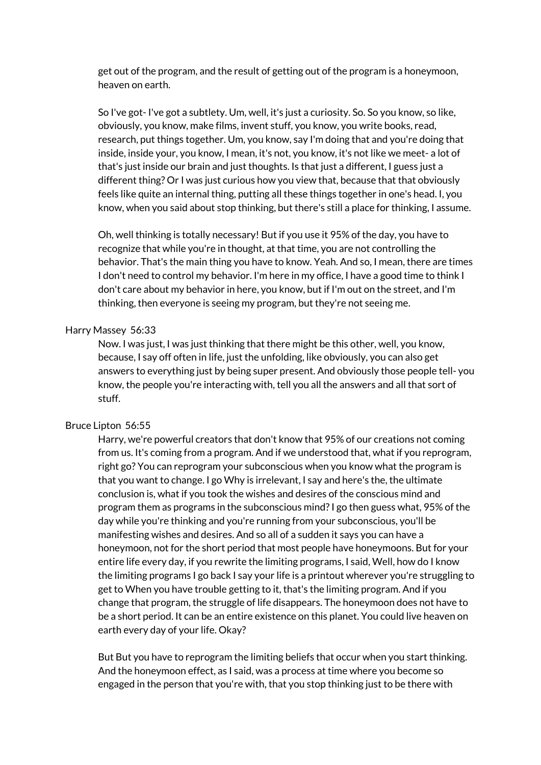get out of the program, and the result of getting out of the program is a honeymoon, heaven on earth.

So I've got- I've got a subtlety. Um, well, it's just a curiosity. So. So you know, so like, obviously, you know, make films, invent stuff, you know, you write books, read, research, put things together. Um, you know, say I'm doing that and you're doing that inside, inside your, you know, I mean, it's not, you know, it's not like we meet- a lot of that's just inside our brain and just thoughts. Is that just a different, I guess just a different thing? Or I was just curious how you view that, because that that obviously feels like quite an internal thing, putting all these things together in one's head. I, you know, when you said about stop thinking, but there's still a place for thinking, I assume.

Oh, well thinking is totally necessary! But if you use it 95% of the day, you have to recognize that while you're in thought, at that time, you are not controlling the behavior. That's the main thing you have to know. Yeah. And so, I mean, there are times I don't need to control my behavior. I'm here in my office, I have a good time to think I don't care about my behavior in here, you know, but if I'm out on the street, and I'm thinking, then everyone is seeing my program, but they're not seeing me.

Harry Massey 56:33

Now. I was just, I was just thinking that there might be this other, well, you know, because, I say off often in life, just the unfolding, like obviously, you can also get answers to everything just by being super present. And obviously those people tell- you know, the people you're interacting with, tell you all the answers and all that sort of stuff.

Bruce Lipton 56:55

Harry, we're powerful creators that don't know that 95% of our creations not coming from us. It's coming from a program. And if we understood that, what if you reprogram, right go? You can reprogram your subconscious when you know what the program is that you want to change. I go Why is irrelevant, I say and here's the, the ultimate conclusion is, what if you took the wishes and desires of the conscious mind and program them as programs in the subconscious mind? I go then guess what, 95% of the day while you're thinking and you're running from your subconscious, you'll be manifesting wishes and desires. And so all of a sudden it says you can have a honeymoon, not for the short period that most people have honeymoons. But for your entire life every day, if you rewrite the limiting programs, I said, Well, how do I know the limiting programs I go back I say your life is a printout wherever you're struggling to get to When you have trouble getting to it, that's the limiting program. And if you change that program, the struggle of life disappears. The honeymoon does not have to be a short period. It can be an entire existence on this planet. You could live heaven on earth every day of your life. Okay?

But But you have to reprogram the limiting beliefs that occur when you start thinking. And the honeymoon effect, as I said, was a process at time where you become so engaged in the person that you're with, that you stop thinking just to be there with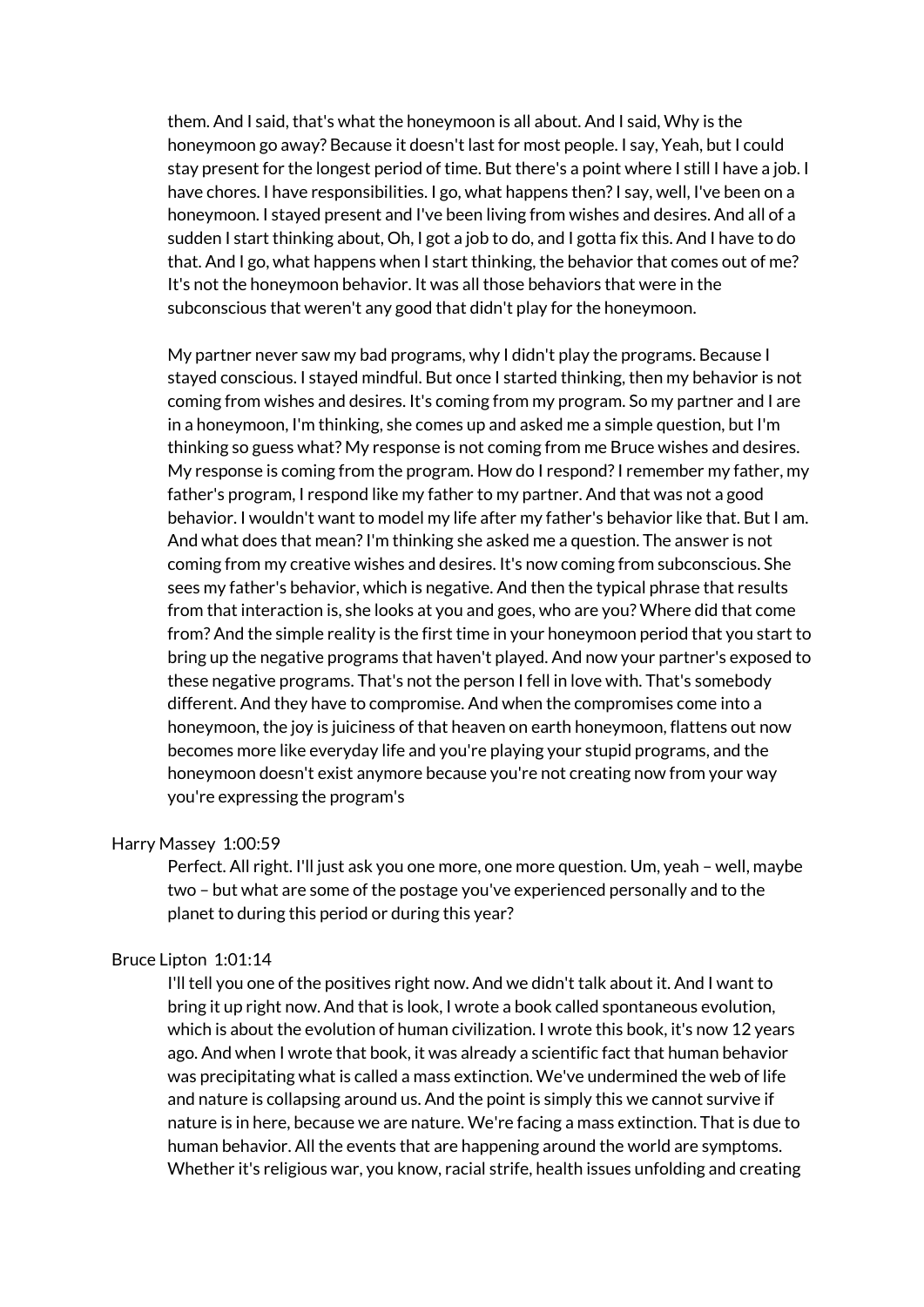them. And I said, that's what the honeymoon is all about. And I said, Why is the honeymoon go away? Because it doesn't last for most people. I say, Yeah, but I could stay present for the longest period of time. But there's a point where I still I have a job. I have chores. I have responsibilities. I go, what happens then? I say, well, I've been on a honeymoon. I stayed present and I've been living from wishes and desires. And all of a sudden I start thinking about, Oh, I got a job to do, and I gotta fix this. And I have to do that. And I go, what happens when I start thinking, the behavior that comes out of me? It's not the honeymoon behavior. It was all those behaviors that were in the subconscious that weren't any good that didn't play for the honeymoon.

My partner never saw my bad programs, why I didn't play the programs. Because I stayed conscious. I stayed mindful. But once I started thinking, then my behavior is not coming from wishes and desires. It's coming from my program. So my partner and I are in a honeymoon, I'm thinking, she comes up and asked me a simple question, but I'm thinking so guess what? My response is not coming from me Bruce wishes and desires. My response is coming from the program. How do I respond? I remember my father, my father's program, I respond like my father to my partner. And that was not a good behavior. I wouldn't want to model my life after my father's behavior like that. But I am. And what does that mean? I'm thinking she asked me a question. The answer is not coming from my creative wishes and desires. It's now coming from subconscious. She sees my father's behavior, which is negative. And then the typical phrase that results from that interaction is, she looks at you and goes, who are you? Where did that come from? And the simple reality is the first time in your honeymoon period that you start to bring up the negative programs that haven't played. And now your partner's exposed to these negative programs. That's not the person I fell in love with. That's somebody different. And they have to compromise. And when the compromises come into a honeymoon, the joy is juiciness of that heaven on earth honeymoon, flattens out now becomes more like everyday life and you're playing your stupid programs, and the honeymoon doesn't exist anymore because you're not creating now from your way you're expressing the program's

Harry Massey 1:00:59

Perfect. All right. I'll just ask you one more, one more question. Um, yeah – well, maybe two – but what are some of the postage you've experienced personally and to the planet to during this period or during this year?

Bruce Lipton 1:01:14

I'll tell you one of the positives right now. And we didn't talk about it. And I want to bring it up right now. And that is look, I wrote a book called spontaneous evolution, which is about the evolution of human civilization. I wrote this book, it's now 12 years ago. And when I wrote that book, it was already a scientific fact that human behavior was precipitating what is called a mass extinction. We've undermined the web of life and nature is collapsing around us. And the point is simply this we cannot survive if nature is in here, because we are nature. We're facing a mass extinction. That is due to human behavior. All the events that are happening around the world are symptoms. Whether it's religious war, you know, racial strife, health issues unfolding and creating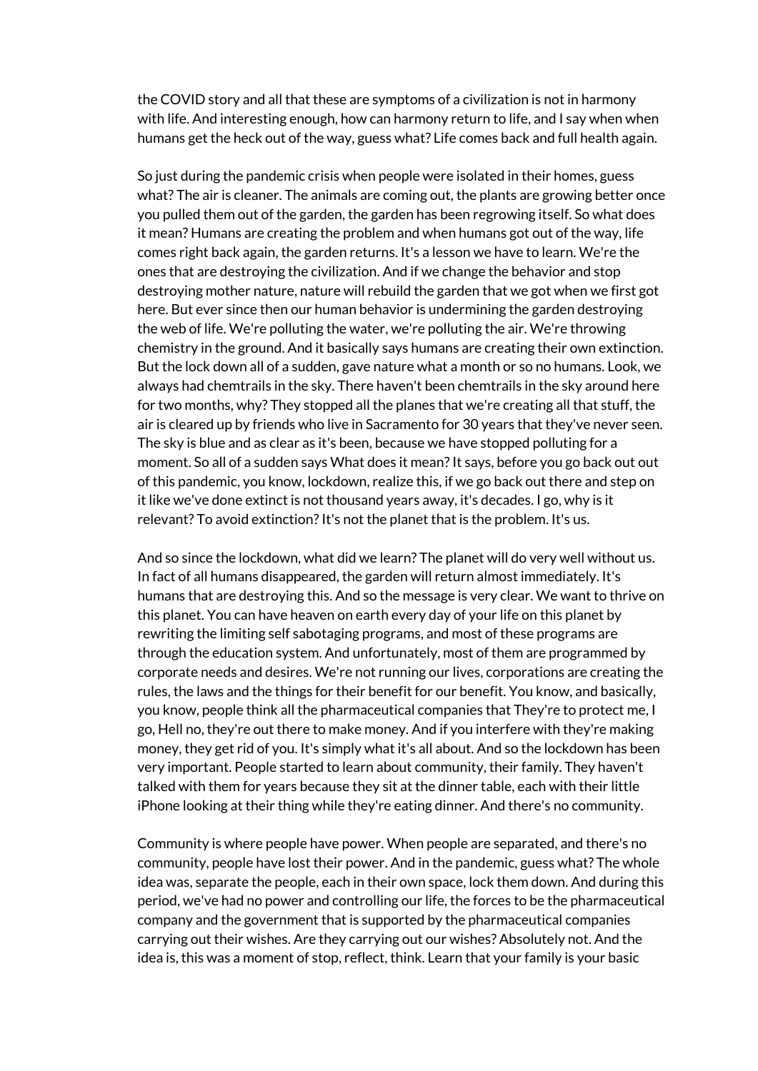the COVID story and all that these are symptoms of a civilization is not in harmony with life. And interesting enough, how can harmony return to life, and I say when when humans get the heck out of the way, guess what? Life comes back and full health again.

So just during the pandemic crisis when people were isolated in their homes, guess what? The air is cleaner. The animals are coming out, the plants are growing better once you pulled them out of the garden, the garden has been regrowing itself. So what does it mean? Humans are creating the problem and when humans got out of the way, life comes right back again, the garden returns. It's a lesson we have to learn. We're the ones that are destroying the civilization. And if we change the behavior and stop destroying mother nature, nature will rebuild the garden that we got when we first got here. But ever since then our human behavior is undermining the garden destroying the web of life. We're polluting the water, we're polluting the air. We're throwing chemistry in the ground. And it basically says humans are creating their own extinction. But the lock down all of a sudden, gave nature what a month or so no humans. Look, we always had chemtrails in the sky. There haven't been chemtrails in the sky around here for two months, why? They stopped all the planes that we're creating all that stuff, the air is cleared up by friends who live in Sacramento for 30 years that they've never seen. The sky is blue and as clear as it's been, because we have stopped polluting for a moment. So all of a sudden says What does it mean? It says, before you go back out out of this pandemic, you know, lockdown, realize this, if we go back out there and step on it like we've done extinct is not thousand years away, it's decades. I go, why is it relevant? To avoid extinction? It's not the planet that is the problem. It's us.

And so since the lockdown, what did we learn? The planet will do very well without us. In fact of all humans disappeared, the garden will return almost immediately. It's humans that are destroying this. And so the message is very clear. We want to thrive on this planet. You can have heaven on earth every day of your life on this planet by rewriting the limiting self sabotaging programs, and most of these programs are through the education system. And unfortunately, most of them are programmed by corporate needs and desires. We're not running our lives, corporations are creating the rules, the laws and the things for their benefit for our benefit. You know, and basically, you know, people think all the pharmaceutical companies that They're to protect me, I go, Hell no, they're out there to make money. And if you interfere with they're making money, they get rid of you. It's simply what it's all about. And so the lockdown has been very important. People started to learn about community, their family. They haven't talked with them for years because they sit at the dinner table, each with their little iPhone looking at their thing while they're eating dinner. And there's no community.

Community is where people have power. When people are separated, and there's no community, people have lost their power. And in the pandemic, guess what? The whole idea was, separate the people, each in their own space, lock them down. And during this period, we've had no power and controlling our life, the forces to be the pharmaceutical company and the government that is supported by the pharmaceutical companies carrying out their wishes. Are they carrying out our wishes? Absolutely not. And the idea is, this was a moment of stop, reflect, think. Learn that your family is your basic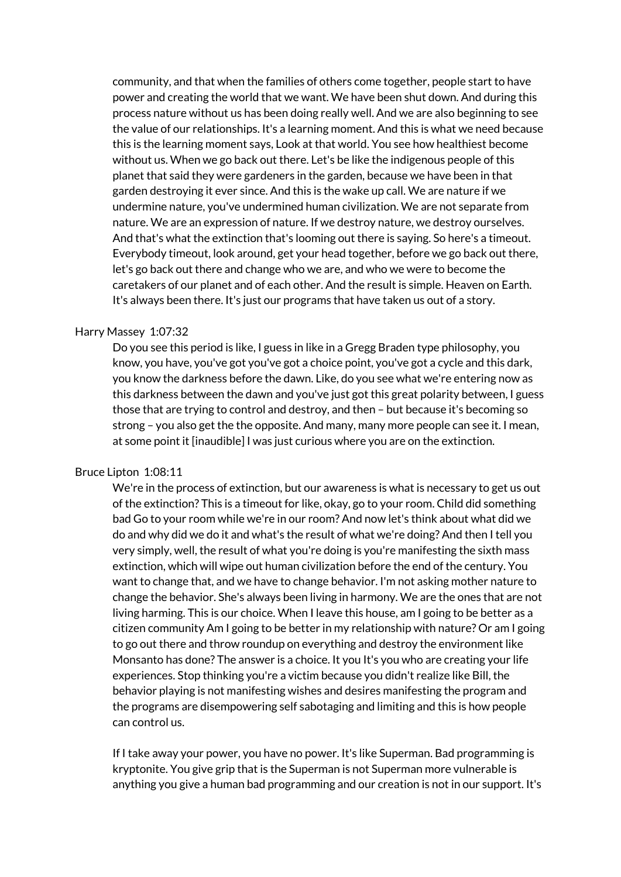community, and that when the families of others come together, people start to have power and creating the world that we want. We have been shut down. And during this process nature without us has been doing really well. And we are also beginning to see the value of our relationships. It's a learning moment. And this is what we need because this is the learning moment says, Look at that world. You see how healthiest become without us. When we go back out there. Let's be like the indigenous people of this planet that said they were gardeners in the garden, because we have been in that garden destroying it ever since. And this is the wake up call. We are nature if we undermine nature, you've undermined human civilization. We are not separate from nature. We are an expression of nature. If we destroy nature, we destroy ourselves. And that's what the extinction that's looming out there is saying. So here's a timeout. Everybody timeout, look around, get your head together, before we go back out there, let's go back out there and change who we are, and who we were to become the caretakers of our planet and of each other. And the result is simple. Heaven on Earth. It's always been there. It's just our programs that have taken us out of a story.

Harry Massey 1:07:32

Do you see this period is like, I guess in like in a Gregg Braden type philosophy, you know, you have, you've got you've got a choice point, you've got a cycle and this dark, you know the darkness before the dawn. Like, do you see what we're entering now as this darkness between the dawn and you've just got this great polarity between, I guess those that are trying to control and destroy, and then – but because it's becoming so strong – you also get the the opposite. And many, many more people can see it. I mean, at some point it [inaudible] I was just curious where you are on the extinction.

Bruce Lipton 1:08:11

We're in the process of extinction, but our awareness is what is necessary to get us out of the extinction? This is a timeout for like, okay, go to your room. Child did something bad Go to your room while we're in our room? And now let's think about what did we do and why did we do it and what's the result of what we're doing? And then I tell you very simply, well, the result of what you're doing is you're manifesting the sixth mass extinction, which will wipe out human civilization before the end of the century. You want to change that, and we have to change behavior. I'm not asking mother nature to change the behavior. She's always been living in harmony. We are the ones that are not living harming. This is our choice. When I leave this house, am I going to be better as a citizen community Am I going to be better in my relationship with nature? Or am I going to go out there and throw roundup on everything and destroy the environment like Monsanto has done? The answer is a choice. It you It's you who are creating your life experiences. Stop thinking you're a victim because you didn't realize like Bill, the behavior playing is not manifesting wishes and desires manifesting the program and the programs are disempowering self sabotaging and limiting and this is how people can control us.

If I take away your power, you have no power. It's like Superman. Bad programming is kryptonite. You give grip that is the Superman is not Superman more vulnerable is anything you give a human bad programming and our creation is not in our support. It's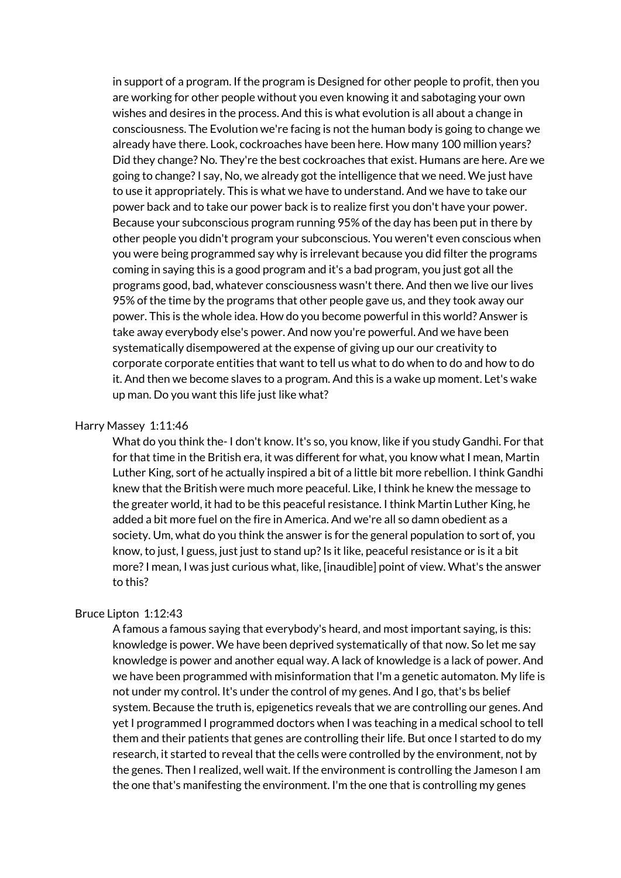in support of a program. If the program is Designed for other people to profit, then you are working for other people without you even knowing it and sabotaging your own wishes and desires in the process. And this is what evolution is all about a change in consciousness. The Evolution we're facing is not the human body is going to change we already have there. Look, cockroaches have been here. How many 100 million years? Did they change? No. They're the best cockroaches that exist. Humans are here. Are we going to change? I say, No, we already got the intelligence that we need. We just have to use it appropriately. This is what we have to understand. And we have to take our power back and to take our power back is to realize first you don't have your power. Because your subconscious program running 95% of the day has been put in there by other people you didn't program your subconscious. You weren't even conscious when you were being programmed say why is irrelevant because you did filter the programs coming in saying this is a good program and it's a bad program, you just got all the programs good, bad, whatever consciousness wasn't there. And then we live our lives 95% of the time by the programs that other people gave us, and they took away our power. This is the whole idea. How do you become powerful in this world? Answer is take away everybody else's power. And now you're powerful. And we have been systematically disempowered at the expense of giving up our our creativity to corporate corporate entities that want to tell us what to do when to do and how to do it. And then we become slaves to a program. And this is a wake up moment. Let's wake up man. Do you want this life just like what?

Harry Massey 1:11:46

What do you think the- I don't know. It's so, you know, like if you study Gandhi. For that for that time in the British era, it was different for what, you know what I mean, Martin Luther King, sort of he actually inspired a bit of a little bit more rebellion. I think Gandhi knew that the British were much more peaceful. Like, I think he knew the message to the greater world, it had to be this peaceful resistance. I think Martin Luther King, he added a bit more fuel on the fire in America. And we're all so damn obedient as a society. Um, what do you think the answer is for the general population to sort of, you know, to just, I guess, just just to stand up? Is it like, peaceful resistance or is it a bit more? I mean, I was just curious what, like, [inaudible] point of view. What's the answer to this?

Bruce Lipton 1:12:43

A famous a famous saying that everybody's heard, and most important saying, is this: knowledge is power. We have been deprived systematically of that now. So let me say knowledge is power and another equal way. A lack of knowledge is a lack of power. And we have been programmed with misinformation that I'm a genetic automaton. My life is not under my control. It's under the control of my genes. And I go, that's bs belief system. Because the truth is, epigenetics reveals that we are controlling our genes. And yet I programmed I programmed doctors when I was teaching in a medical school to tell them and their patients that genes are controlling their life. But once I started to do my research, it started to reveal that the cells were controlled by the environment, not by the genes. Then I realized, well wait. If the environment is controlling the Jameson I am the one that's manifesting the environment. I'm the one that is controlling my genes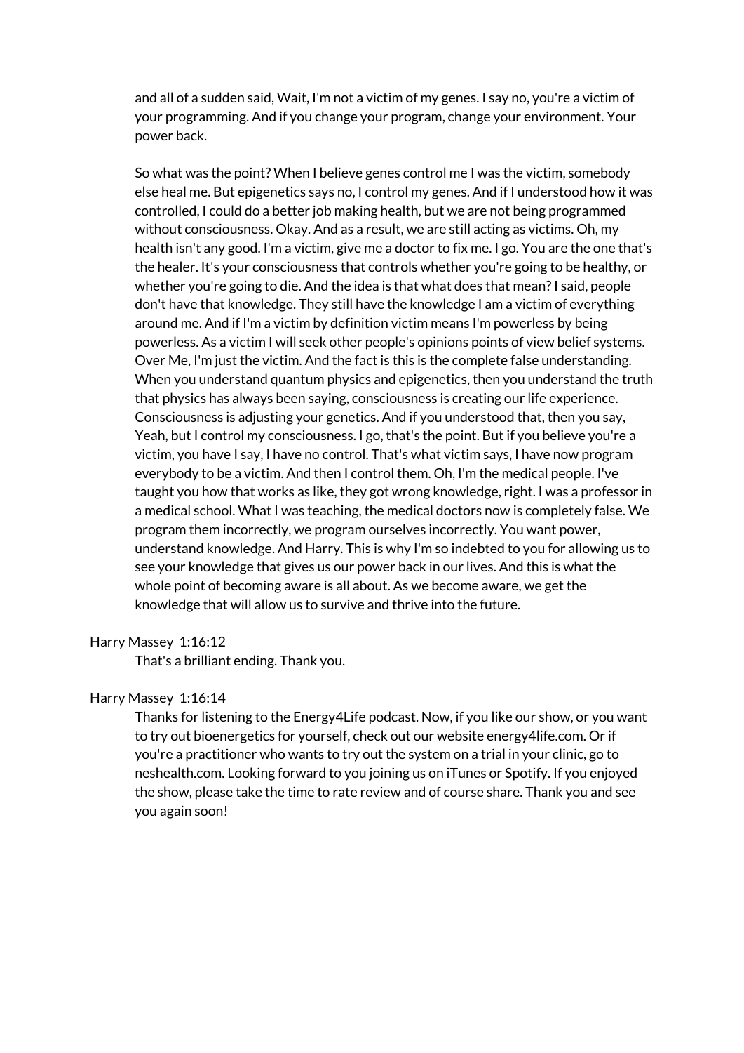and all of a sudden said, Wait, I'm not a victim of my genes. I say no, you're a victim of your programming. And if you change your program, change your environment. Your power back.

So what was the point? When I believe genes control me I was the victim, somebody else heal me. But epigenetics says no, I control my genes. And if I understood how it was controlled, I could do a better job making health, but we are not being programmed without consciousness. Okay. And as a result, we are still acting as victims. Oh, my health isn't any good. I'm a victim, give me a doctor to fix me. I go. You are the one that's the healer. It's your consciousness that controls whether you're going to be healthy, or whether you're going to die. And the idea is that what does that mean? I said, people don't have that knowledge. They still have the knowledge I am a victim of everything around me. And if I'm a victim by definition victim means I'm powerless by being powerless. As a victim I will seek other people's opinions points of view belief systems. Over Me, I'm just the victim. And the fact is this is the complete false understanding. When you understand quantum physics and epigenetics, then you understand the truth that physics has always been saying, consciousness is creating our life experience. Consciousness is adjusting your genetics. And if you understood that, then you say, Yeah, but I control my consciousness. I go, that's the point. But if you believe you're a victim, you have I say, I have no control. That's what victim says, I have now program everybody to be a victim. And then I control them. Oh, I'm the medical people. I've taught you how that works as like, they got wrong knowledge, right. I was a professor in a medical school. What I was teaching, the medical doctors now is completely false. We program them incorrectly, we program ourselves incorrectly. You want power, understand knowledge. And Harry. This is why I'm so indebted to you for allowing us to see your knowledge that gives us our power back in our lives. And this is what the whole point of becoming aware is all about. As we become aware, we get the knowledge that will allow us to survive and thrive into the future.

Harry Massey 1:16:12

That's a brilliant ending. Thank you.

Harry Massey 1:16:14

Thanks for listening to the Energy4Life podcast. Now, if you like our show, or you want to try out bioenergetics for yourself, check out our website energy4life.com. Or if you're a practitioner who wants to try out the system on a trial in your clinic, go to neshealth.com. Looking forward to you joining us on iTunes or Spotify. If you enjoyed the show, please take the time to rate review and of course share. Thank you and see you again soon!